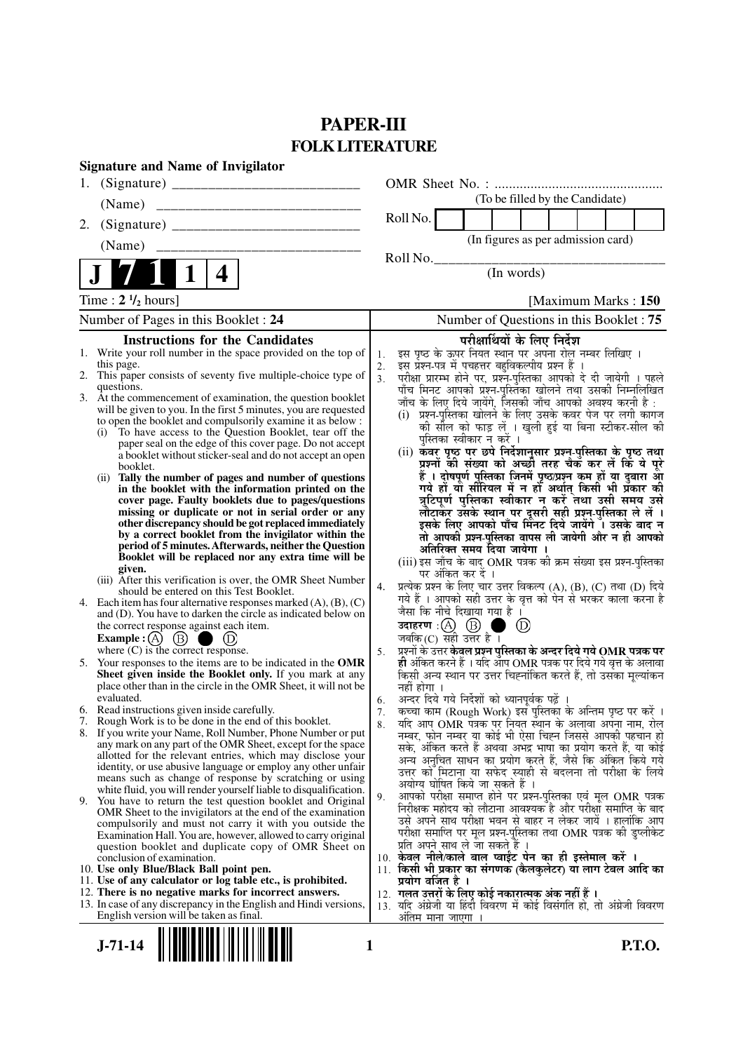# PAPER-III
## FOLK LITERATURE

**Signature and Name of Invigilator**

1. (Signature) ___________________________

   (Name) ___________________________

2. (Signature) ___________________________

   (Name) ___________________________

OMR Sheet No. : ...............................................

(To be filled by the Candidate)

Roll No. | | | | | | | | |

(In figures as per admission card)

Roll No.___________________________

(In words)

**J 7 1 1 4**

Time : **2 ½ hours]** **[Maximum Marks : 150**

Number of Pages in this Booklet : 24 Number of Questions in this Booklet : 75

### Instructions for the Candidates

1. Write your roll number in the space provided on the top of this page.
2. This paper consists of seventy five multiple-choice type of questions.
3. At the commencement of examination, the question booklet will be given to you. In the first 5 minutes, you are requested to open the booklet and compulsorily examine it as below :
   (i) To have access to the Question Booklet, tear off the paper seal on the edge of this cover page. Do not accept a booklet without sticker-seal and do not accept an open booklet.
   (ii) **Tally the number of pages and number of questions in the booklet with the information printed on the cover page. Faulty booklets due to pages/questions missing or duplicate or not in serial order or any other discrepancy should be got replaced immediately by a correct booklet from the invigilator within the period of 5 minutes. Afterwards, neither the Question Booklet will be replaced nor any extra time will be given.**
   (iii) After this verification is over, the OMR Sheet Number should be entered on this Test Booklet.
4. Each item has four alternative responses marked (A), (B), (C) and (D). You have to darken the circle as indicated below on the correct response against each item.
   **Example :** (A) (B) ● (D)
   where (C) is the correct response.
5. Your responses to the items are to be indicated in the **OMR Sheet given inside the Booklet only.** If you mark at any place other than in the circle in the OMR Sheet, it will not be evaluated.
6. Read instructions given inside carefully.
7. Rough Work is to be done in the end of this booklet.
8. If you write your Name, Roll Number, Phone Number or put any mark on any part of the OMR Sheet, except for the space allotted for the relevant entries, which may disclose your identity, or use abusive language or employ any other unfair means such as change of response by scratching or using white fluid, you will render yourself liable to disqualification.
9. You have to return the test question booklet and Original OMR Sheet to the invigilators at the end of the examination compulsorily and must not carry it with you outside the Examination Hall. You are, however, allowed to carry original question booklet and duplicate copy of OMR Sheet on conclusion of examination.
10. **Use only Blue/Black Ball point pen.**
11. **Use of any calculator or log table etc., is prohibited.**
12. **There is no negative marks for incorrect answers.**
13. In case of any discrepancy in the English and Hindi versions, English version will be taken as final.

### परीक्षार्थियों के लिए निर्देश

1. इस पृष्ठ के ऊपर नियत स्थान पर अपना रोल नम्बर लिखिए ।
2. इस प्रश्न-पत्र में पचहत्तर बहुविकल्पीय प्रश्न हैं ।
3. परीक्षा प्रारम्भ होने पर, प्रश्न-पुस्तिका आपको दे दी जायेगी । पहले पाँच मिनट आपको प्रश्न-पुस्तिका खोलने तथा उसकी निम्नलिखित जाँच के लिए दिये जायेंगे, जिसकी जाँच आपको अवश्य करनी है :
   (i) प्रश्न-पुस्तिका खोलने के लिए उसके कवर पेज पर लगी कागज की सील को फाड़ लें । खुली हुई या बिना स्टीकर-सील की पुस्तिका स्वीकार न करें ।
   (ii) **कवर पृष्ठ पर छपे निर्देशानुसार प्रश्न-पुस्तिका के पृष्ठ तथा प्रश्नों की संख्या को अच्छी तरह चैक कर लें कि ये पूरे हैं । दोषपूर्ण पुस्तिका जिनमें पृष्ठ/प्रश्न कम हों या दुबारा आ गये हों या सीरियल में न हों अर्थात् किसी भी प्रकार की त्रुटिपूर्ण पुस्तिका स्वीकार न करें तथा उसी समय उसे लौटाकर उसके स्थान पर दूसरी सही प्रश्न-पुस्तिका ले लें । इसके लिए आपको पाँच मिनट दिये जायेंगे । उसके बाद न तो आपकी प्रश्न-पुस्तिका वापस ली जायेगी और न ही आपको अतिरिक्त समय दिया जायेगा ।**
   (iii) इस जाँच के बाद OMR पत्रक की क्रम संख्या इस प्रश्न-पुस्तिका पर अंकित कर दें ।
4. प्रत्येक प्रश्न के लिए चार उत्तर विकल्प (A), (B), (C) तथा (D) दिये गये हैं । आपको सही उत्तर के वृत्त को पेन से भरकर काला करना है जैसा कि नीचे दिखाया गया है ।
   **उदाहरण :** (A) (B) ● (D)
   जबकि (C) सही उत्तर है ।
5. प्रश्नों के उत्तर **केवल प्रश्न पुस्तिका के अन्दर दिये गये OMR पत्रक पर ही** अंकित करने हैं । यदि आप OMR पत्रक पर दिये गये वृत्त के अलावा किसी अन्य स्थान पर उत्तर चिह्नांकित करते हैं, तो उसका मूल्यांकन नहीं होगा ।
6. अन्दर दिये गये निर्देशों को ध्यानपूर्वक पढ़ें ।
7. कच्चा काम (Rough Work) इस पुस्तिका के अन्तिम पृष्ठ पर करें ।
8. यदि आप OMR पत्रक पर नियत स्थान के अलावा अपना नाम, रोल नम्बर, फोन नम्बर या कोई भी ऐसा चिह्न जिससे आपकी पहचान हो सके, अंकित करते हैं अथवा अभद्र भाषा का प्रयोग करते हैं, या कोई अन्य अनुचित साधन का प्रयोग करते हैं, जैसे कि अंकित किये गये उत्तर को मिटाना या सफेद स्याही से बदलना तो परीक्षा के लिये अयोग्य घोषित किये जा सकते हैं ।
9. आपको परीक्षा समाप्त होने पर प्रश्न-पुस्तिका एवं मूल OMR पत्रक निरीक्षक महोदय को लौटाना आवश्यक है और परीक्षा समाप्ति के बाद उसे अपने साथ परीक्षा भवन से बाहर न लेकर जायें । हालांकि आप परीक्षा समाप्ति पर मूल प्रश्न-पुस्तिका तथा OMR पत्रक की डुप्लीकेट प्रति अपने साथ ले जा सकते हैं ।
10. **केवल नीले/काले बाल प्वाईंट पेन का ही इस्तेमाल करें ।**
11. **किसी भी प्रकार का संगणक (कैलकुलेटर) या लाग टेबल आदि का प्रयोग वर्जित है ।**
12. **गलत उत्तरों के लिए कोई नकारात्मक अंक नहीं हैं ।**
13. यदि अंग्रेजी या हिंदी विवरण में कोई विसंगति हो, तो अंग्रेजी विवरण अंतिम माना जाएगा ।

J-71-14 **P.T.O.**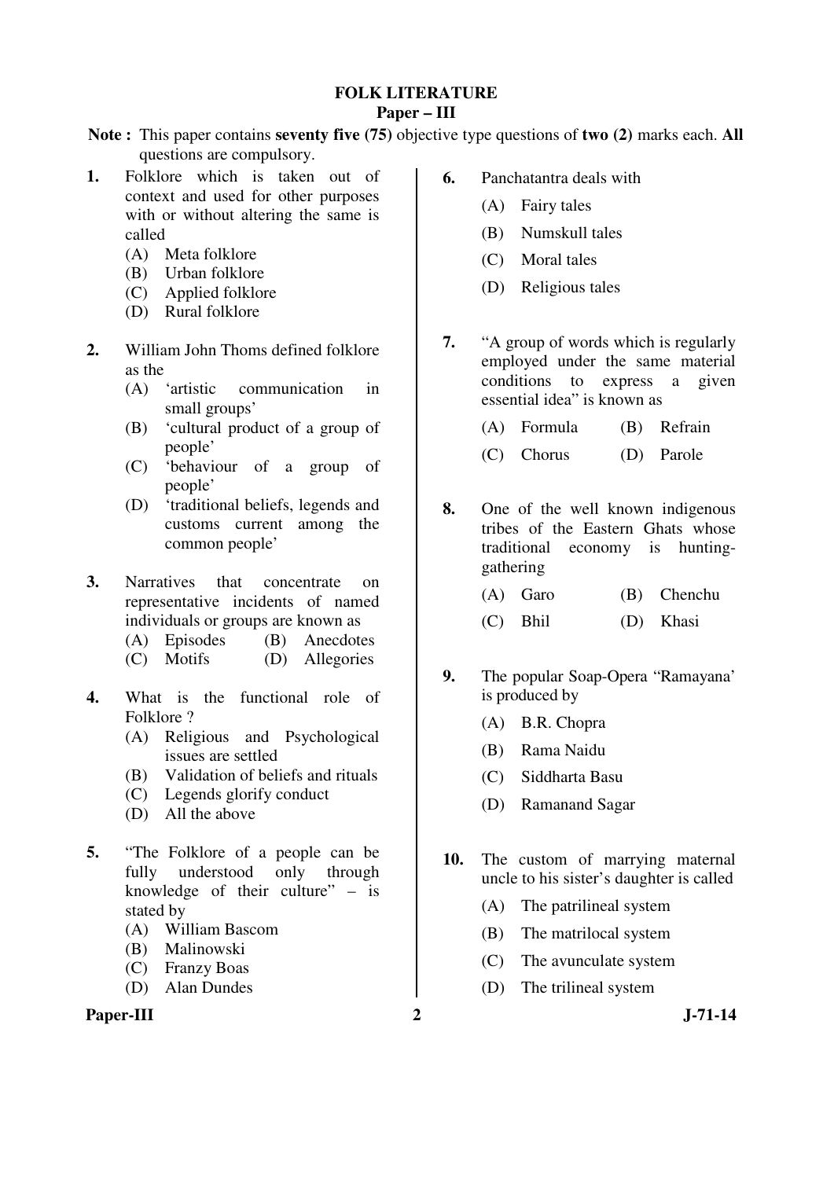# FOLK LITERATURE

## Paper – III

**Note :** This paper contains **seventy five (75)** objective type questions of **two (2)** marks each. **All** questions are compulsory.

**1.** Folklore which is taken out of context and used for other purposes with or without altering the same is called

(A) Meta folklore
(B) Urban folklore
(C) Applied folklore
(D) Rural folklore

**2.** William John Thoms defined folklore as the

(A) 'artistic communication in small groups'
(B) 'cultural product of a group of people'
(C) 'behaviour of a group of people'
(D) 'traditional beliefs, legends and customs current among the common people'

**3.** Narratives that concentrate on representative incidents of named individuals or groups are known as

(A) Episodes (B) Anecdotes
(C) Motifs (D) Allegories

**4.** What is the functional role of Folklore ?

(A) Religious and Psychological issues are settled
(B) Validation of beliefs and rituals
(C) Legends glorify conduct
(D) All the above

**5.** "The Folklore of a people can be fully understood only through knowledge of their culture" – is stated by

(A) William Bascom
(B) Malinowski
(C) Franzy Boas
(D) Alan Dundes

**6.** Panchatantra deals with

(A) Fairy tales
(B) Numskull tales
(C) Moral tales
(D) Religious tales

**7.** "A group of words which is regularly employed under the same material conditions to express a given essential idea" is known as

(A) Formula (B) Refrain
(C) Chorus (D) Parole

**8.** One of the well known indigenous tribes of the Eastern Ghats whose traditional economy is hunting-gathering

(A) Garo (B) Chenchu
(C) Bhil (D) Khasi

**9.** The popular Soap-Opera "Ramayana' is produced by

(A) B.R. Chopra
(B) Rama Naidu
(C) Siddharta Basu
(D) Ramanand Sagar

**10.** The custom of marrying maternal uncle to his sister's daughter is called

(A) The patrilineal system
(B) The matrilocal system
(C) The avunculate system
(D) The trilineal system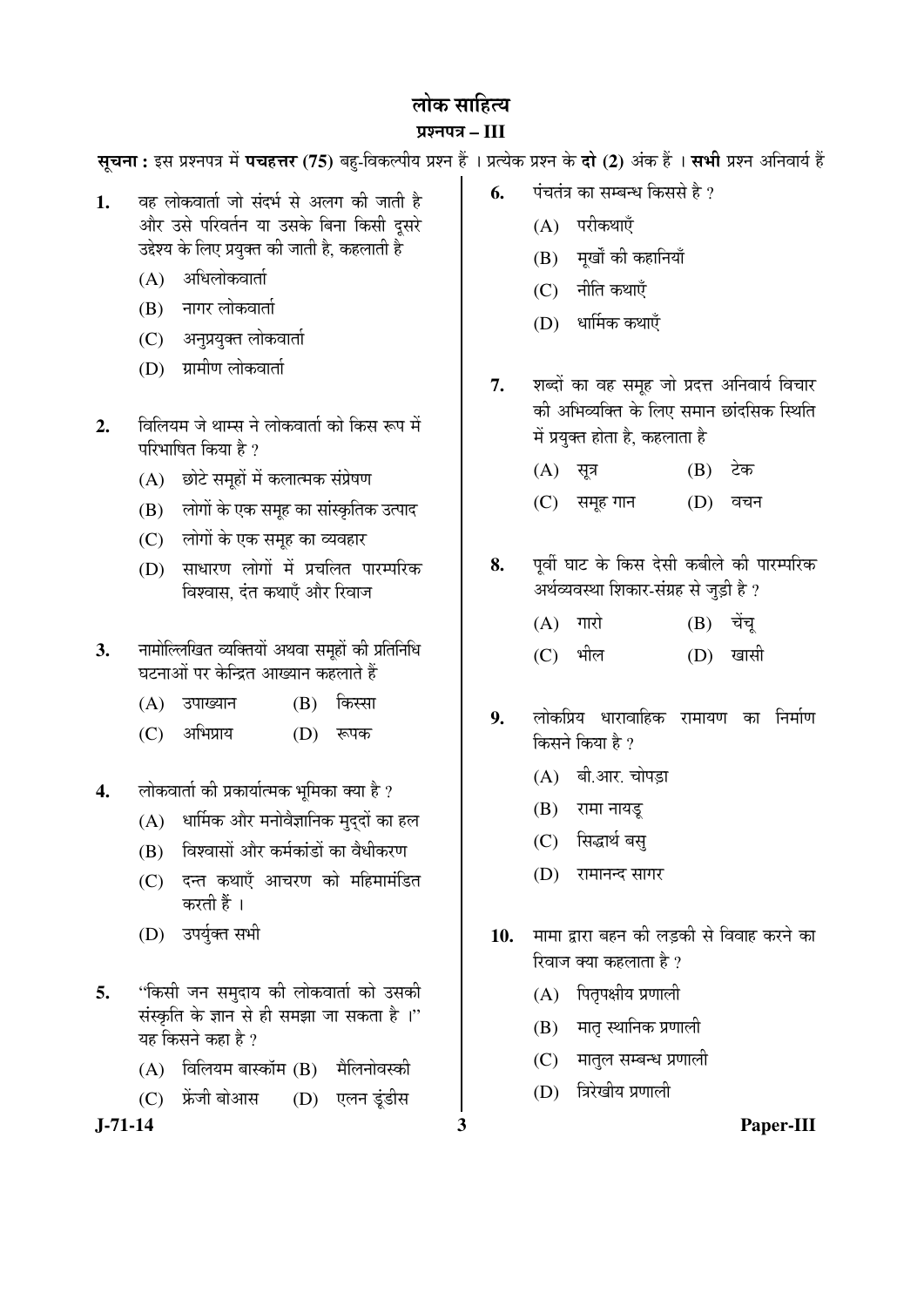# लोक साहित्य

## प्रश्नपत्र – III

**सूचना :** इस प्रश्नपत्र में **पचहत्तर (75)** बहु-विकल्पीय प्रश्न हैं । प्रत्येक प्रश्न के **दो (2)** अंक हैं । **सभी** प्रश्न अनिवार्य हैं

1. वह लोकवार्ता जो संदर्भ से अलग की जाती है और उसे परिवर्तन या उसके बिना किसी दूसरे उद्देश्य के लिए प्रयुक्त की जाती है, कहलाती है
   - (A) अधिलोकवार्ता
   - (B) नागर लोकवार्ता
   - (C) अनुप्रयुक्त लोकवार्ता
   - (D) ग्रामीण लोकवार्ता

2. विलियम जे थाम्स ने लोकवार्ता को किस रूप में परिभाषित किया है ?
   - (A) छोटे समूहों में कलात्मक संप्रेषण
   - (B) लोगों के एक समूह का सांस्कृतिक उत्पाद
   - (C) लोगों के एक समूह का व्यवहार
   - (D) साधारण लोगों में प्रचलित पारम्परिक विश्वास, दंत कथाएँ और रिवाज

3. नामोल्लिखित व्यक्तियों अथवा समूहों की प्रतिनिधि घटनाओं पर केन्द्रित आख्यान कहलाते हैं
   - (A) उपाख्यान
   - (B) किस्सा
   - (C) अभिप्राय
   - (D) रूपक

4. लोकवार्ता की प्रकार्यात्मक भूमिका क्या है ?
   - (A) धार्मिक और मनोवैज्ञानिक मुद्दों का हल
   - (B) विश्वासों और कर्मकांडों का वैधीकरण
   - (C) दन्त कथाएँ आचरण को महिमामंडित करती हैं ।
   - (D) उपर्युक्त सभी

5. "किसी जन समुदाय की लोकवार्ता को उसकी संस्कृति के ज्ञान से ही समझा जा सकता है ।" यह किसने कहा है ?
   - (A) विलियम बास्कॉम
   - (B) मैलिनोवस्की
   - (C) फ्रेंजी बोआस
   - (D) एलन डूंडीस

6. पंचतंत्र का सम्बन्ध किससे है ?
   - (A) परीकथाएँ
   - (B) मूर्खों की कहानियाँ
   - (C) नीति कथाएँ
   - (D) धार्मिक कथाएँ

7. शब्दों का वह समूह जो प्रदत्त अनिवार्य विचार की अभिव्यक्ति के लिए समान छांदसिक स्थिति में प्रयुक्त होता है, कहलाता है
   - (A) सूत्र
   - (B) टेक
   - (C) समूह गान
   - (D) वचन

8. पूर्वी घाट के किस देसी कबीले की पारम्परिक अर्थव्यवस्था शिकार-संग्रह से जुड़ी है ?
   - (A) गारो
   - (B) चेंचू
   - (C) भील
   - (D) खासी

9. लोकप्रिय धारावाहिक रामायण का निर्माण किसने किया है ?
   - (A) बी.आर. चोपड़ा
   - (B) रामा नायडू
   - (C) सिद्धार्थ बसु
   - (D) रामानन्द सागर

10. मामा द्वारा बहन की लड़की से विवाह करने का रिवाज क्या कहलाता है ?
    - (A) पितृपक्षीय प्रणाली
    - (B) मातृ स्थानिक प्रणाली
    - (C) मातुल सम्बन्ध प्रणाली
    - (D) त्रिरेखीय प्रणाली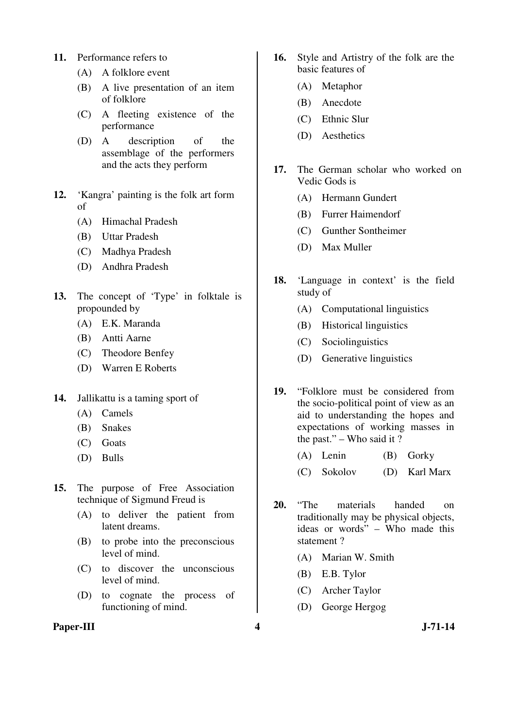11. Performance refers to
    (A) A folklore event
    (B) A live presentation of an item of folklore
    (C) A fleeting existence of the performance
    (D) A description of the assemblage of the performers and the acts they perform

12. 'Kangra' painting is the folk art form of
    (A) Himachal Pradesh
    (B) Uttar Pradesh
    (C) Madhya Pradesh
    (D) Andhra Pradesh

13. The concept of 'Type' in folktale is propounded by
    (A) E.K. Maranda
    (B) Antti Aarne
    (C) Theodore Benfey
    (D) Warren E Roberts

14. Jallikattu is a taming sport of
    (A) Camels
    (B) Snakes
    (C) Goats
    (D) Bulls

15. The purpose of Free Association technique of Sigmund Freud is
    (A) to deliver the patient from latent dreams.
    (B) to probe into the preconscious level of mind.
    (C) to discover the unconscious level of mind.
    (D) to cognate the process of functioning of mind.

16. Style and Artistry of the folk are the basic features of
    (A) Metaphor
    (B) Anecdote
    (C) Ethnic Slur
    (D) Aesthetics

17. The German scholar who worked on Vedic Gods is
    (A) Hermann Gundert
    (B) Furrer Haimendorf
    (C) Gunther Sontheimer
    (D) Max Muller

18. 'Language in context' is the field study of
    (A) Computational linguistics
    (B) Historical linguistics
    (C) Sociolinguistics
    (D) Generative linguistics

19. "Folklore must be considered from the socio-political point of view as an aid to understanding the hopes and expectations of working masses in the past." – Who said it ?
    (A) Lenin
    (B) Gorky
    (C) Sokolov
    (D) Karl Marx

20. "The materials handed on traditionally may be physical objects, ideas or words" – Who made this statement ?
    (A) Marian W. Smith
    (B) E.B. Tylor
    (C) Archer Taylor
    (D) George Hergog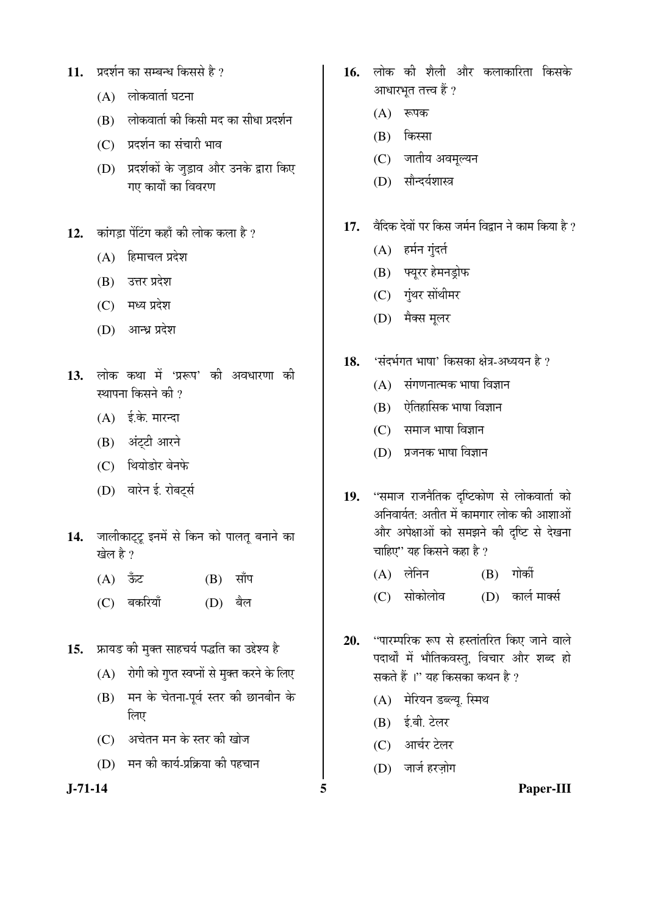11. प्रदर्शन का सम्बन्ध किससे है ?
    - (A) लोकवार्ता घटना
    - (B) लोकवार्ता की किसी मद का सीधा प्रदर्शन
    - (C) प्रदर्शन का संचारी भाव
    - (D) प्रदर्शकों के जुड़ाव और उनके द्वारा किए गए कार्यों का विवरण

12. कांगड़ा पेंटिंग कहाँ की लोक कला है ?
    - (A) हिमाचल प्रदेश
    - (B) उत्तर प्रदेश
    - (C) मध्य प्रदेश
    - (D) आन्ध्र प्रदेश

13. लोक कथा में 'प्ररूप' की अवधारणा की स्थापना किसने की ?
    - (A) ई.के. मारन्दा
    - (B) अंट्टी आरने
    - (C) थियोडोर बेनफे
    - (D) वारेन ई. रोबर्ट्स

14. जालीकाट्टू इनमें से किन को पालतू बनाने का खेल है ?
    - (A) ऊँट
    - (B) साँप
    - (C) बकरियाँ
    - (D) बैल

15. फ्रायड की मुक्त साहचर्य पद्धति का उद्देश्य है
    - (A) रोगी को गुप्त स्वप्नों से मुक्त करने के लिए
    - (B) मन के चेतना-पूर्व स्तर की छानबीन के लिए
    - (C) अचेतन मन के स्तर की खोज
    - (D) मन की कार्य-प्रक्रिया की पहचान

16. लोक की शैली और कलाकारिता किसके आधारभूत तत्त्व हैं ?
    - (A) रूपक
    - (B) किस्सा
    - (C) जातीय अवमूल्यन
    - (D) सौन्दर्यशास्त्र

17. वैदिक देवों पर किस जर्मन विद्वान ने काम किया है ?
    - (A) हर्मन गुंदर्त
    - (B) फ्यूरर हेमनड्रोफ
    - (C) गुंथर सोंथीमर
    - (D) मैक्स मूलर

18. 'संदर्भगत भाषा' किसका क्षेत्र-अध्ययन है ?
    - (A) संगणनात्मक भाषा विज्ञान
    - (B) ऐतिहासिक भाषा विज्ञान
    - (C) समाज भाषा विज्ञान
    - (D) प्रजनक भाषा विज्ञान

19. "समाज राजनैतिक दृष्टिकोण से लोकवार्ता को अनिवार्यत: अतीत में कामगार लोक की आशाओं और अपेक्षाओं को समझने की दृष्टि से देखना चाहिए" यह किसने कहा है ?
    - (A) लेनिन
    - (B) गोर्की
    - (C) सोकोलोव
    - (D) कार्ल मार्क्स

20. "पारम्परिक रूप से हस्तांतरित किए जाने वाले पदार्थों में भौतिकवस्तु, विचार और शब्द हो सकते हैं ।" यह किसका कथन है ?
    - (A) मेरियन डब्ल्यू. स्मिथ
    - (B) ई.बी. टेलर
    - (C) आर्चर टेलर
    - (D) जार्ज हरज़ोग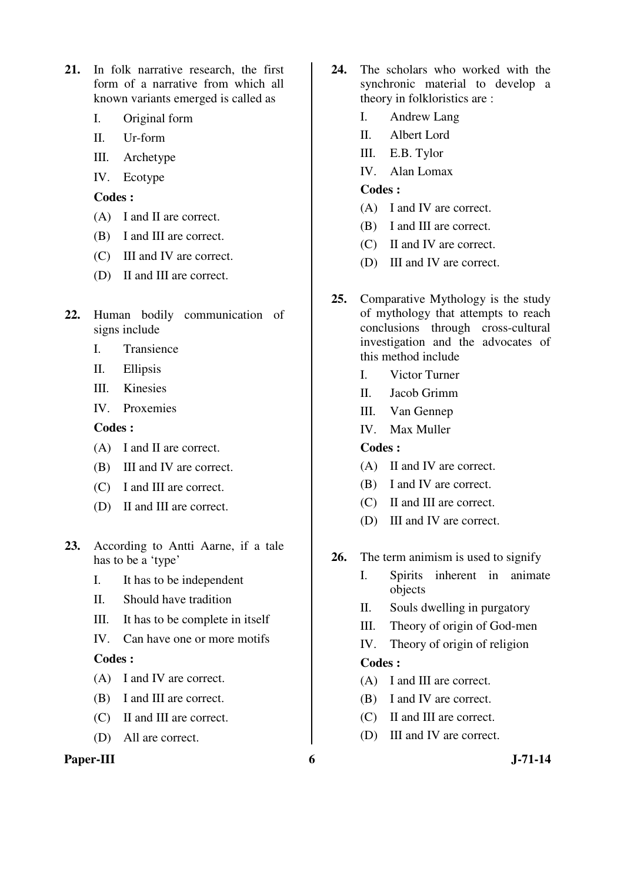**21.** In folk narrative research, the first form of a narrative from which all known variants emerged is called as

I. Original form

II. Ur-form

III. Archetype

IV. Ecotype

**Codes :**

(A) I and II are correct.

(B) I and III are correct.

(C) III and IV are correct.

(D) II and III are correct.

**22.** Human bodily communication of signs include

I. Transience

II. Ellipsis

III. Kinesies

IV. Proxemies

**Codes :**

(A) I and II are correct.

(B) III and IV are correct.

(C) I and III are correct.

(D) II and III are correct.

**23.** According to Antti Aarne, if a tale has to be a 'type'

I. It has to be independent

II. Should have tradition

III. It has to be complete in itself

IV. Can have one or more motifs

**Codes :**

(A) I and IV are correct.

(B) I and III are correct.

(C) II and III are correct.

(D) All are correct.

**24.** The scholars who worked with the synchronic material to develop a theory in folkloristics are :

I. Andrew Lang

II. Albert Lord

III. E.B. Tylor

IV. Alan Lomax

**Codes :**

(A) I and IV are correct.

(B) I and III are correct.

(C) II and IV are correct.

(D) III and IV are correct.

**25.** Comparative Mythology is the study of mythology that attempts to reach conclusions through cross-cultural investigation and the advocates of this method include

I. Victor Turner

II. Jacob Grimm

III. Van Gennep

IV. Max Muller

**Codes :**

(A) II and IV are correct.

(B) I and IV are correct.

(C) II and III are correct.

(D) III and IV are correct.

**26.** The term animism is used to signify

I. Spirits inherent in animate objects

II. Souls dwelling in purgatory

III. Theory of origin of God-men

IV. Theory of origin of religion

**Codes :**

(A) I and III are correct.

(B) I and IV are correct.

(C) II and III are correct.

(D) III and IV are correct.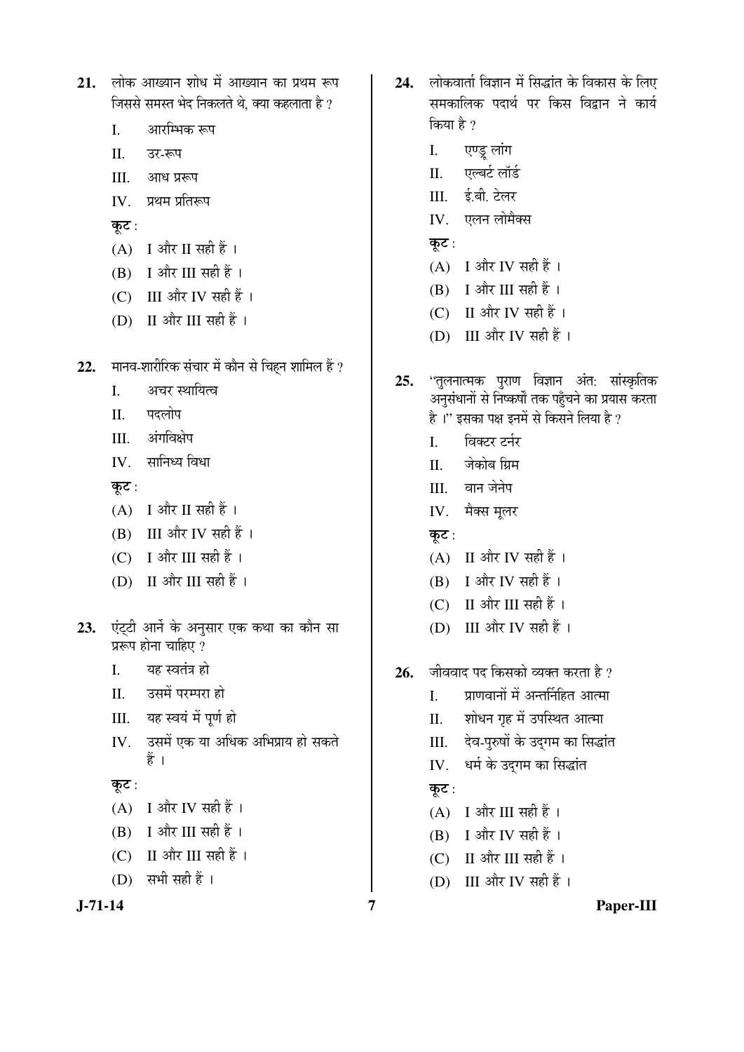21. लोक आख्यान शोध में आख्यान का प्रथम रूप जिससे समस्त भेद निकलते थे, क्या कहलाता है ?

   I. आरम्भिक रूप
   II. उर-रूप
   III. आध प्ररूप
   IV. प्रथम प्रतिरूप

   **कूट** :
   (A) I और II सही हैं ।
   (B) I और III सही हैं ।
   (C) III और IV सही हैं ।
   (D) II और III सही हैं ।

22. मानव-शारीरिक संचार में कौन से चिह्न शामिल हैं ?

   I. अचर स्थायित्व
   II. पदलोप
   III. अंगविक्षेप
   IV. सानिध्य विधा

   **कूट** :
   (A) I और II सही हैं ।
   (B) III और IV सही हैं ।
   (C) I और III सही हैं ।
   (D) II और III सही हैं ।

23. एंट्टी आर्ने के अनुसार एक कथा का कौन सा प्ररूप होना चाहिए ?

   I. यह स्वतंत्र हो
   II. उसमें परम्परा हो
   III. यह स्वयं में पूर्ण हो
   IV. उसमें एक या अधिक अभिप्राय हो सकते हैं ।

   **कूट** :
   (A) I और IV सही हैं ।
   (B) I और III सही हैं ।
   (C) II और III सही हैं ।
   (D) सभी सही हैं ।

24. लोकवार्ता विज्ञान में सिद्धांत के विकास के लिए समकालिक पदार्थ पर किस विद्वान ने कार्य किया है ?

   I. एण्ड्रू लांग
   II. एल्बर्ट लॉर्ड
   III. ई.बी. टेलर
   IV. एलन लोमैक्स

   **कूट** :
   (A) I और IV सही हैं ।
   (B) I और III सही हैं ।
   (C) II और IV सही हैं ।
   (D) III और IV सही हैं ।

25. "तुलनात्मक पुराण विज्ञान अंत: सांस्कृतिक अनुसंधानों से निष्कर्षों तक पहुँचने का प्रयास करता है ।" इसका पक्ष इनमें से किसने लिया है ?

   I. विक्टर टर्नर
   II. जेकोब ग्रिम
   III. वान जेनेप
   IV. मैक्स मूलर

   **कूट** :
   (A) II और IV सही हैं ।
   (B) I और IV सही हैं ।
   (C) II और III सही हैं ।
   (D) III और IV सही हैं ।

26. जीववाद पद किसको व्यक्त करता है ?

   I. प्राणवानों में अन्तर्निहित आत्मा
   II. शोधन गृह में उपस्थित आत्मा
   III. देव-पुरुषों के उद्गम का सिद्धांत
   IV. धर्म के उद्गम का सिद्धांत

   **कूट** :
   (A) I और III सही हैं ।
   (B) I और IV सही हैं ।
   (C) II और III सही हैं ।
   (D) III और IV सही हैं ।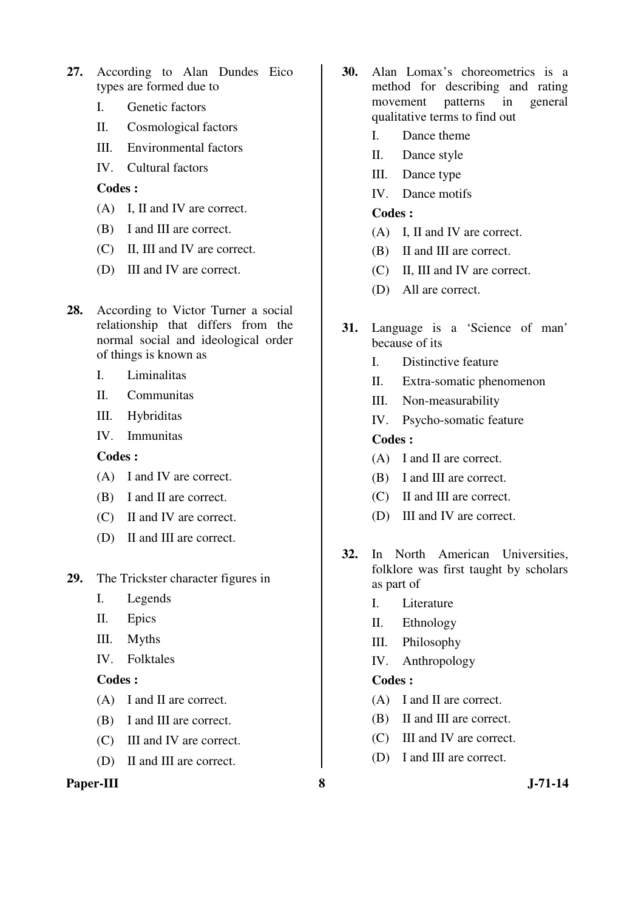**27.** According to Alan Dundes Eico types are formed due to

I. Genetic factors

II. Cosmological factors

III. Environmental factors

IV. Cultural factors

**Codes :**

(A) I, II and IV are correct.

(B) I and III are correct.

(C) II, III and IV are correct.

(D) III and IV are correct.

**28.** According to Victor Turner a social relationship that differs from the normal social and ideological order of things is known as

I. Liminalitas

II. Communitas

III. Hybriditas

IV. Immunitas

**Codes :**

(A) I and IV are correct.

(B) I and II are correct.

(C) II and IV are correct.

(D) II and III are correct.

**29.** The Trickster character figures in

I. Legends

II. Epics

III. Myths

IV. Folktales

**Codes :**

(A) I and II are correct.

(B) I and III are correct.

(C) III and IV are correct.

(D) II and III are correct.

**30.** Alan Lomax's choreometrics is a method for describing and rating movement patterns in general qualitative terms to find out

I. Dance theme

II. Dance style

III. Dance type

IV. Dance motifs

**Codes :**

(A) I, II and IV are correct.

(B) II and III are correct.

(C) II, III and IV are correct.

(D) All are correct.

**31.** Language is a 'Science of man' because of its

I. Distinctive feature

II. Extra-somatic phenomenon

III. Non-measurability

IV. Psycho-somatic feature

**Codes :**

(A) I and II are correct.

(B) I and III are correct.

(C) II and III are correct.

(D) III and IV are correct.

**32.** In North American Universities, folklore was first taught by scholars as part of

I. Literature

II. Ethnology

III. Philosophy

IV. Anthropology

**Codes :**

(A) I and II are correct.

(B) II and III are correct.

(C) III and IV are correct.

(D) I and III are correct.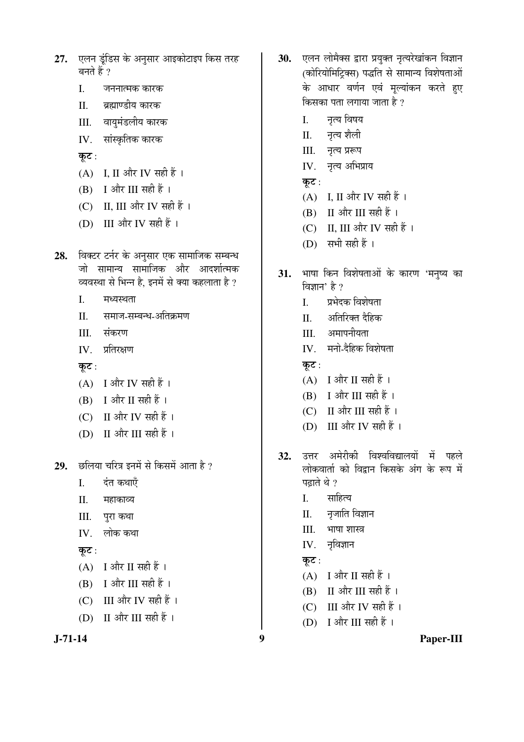27. एलन डुंडिस के अनुसार आइकोटाइप किस तरह बनते हैं ?

    I. जननात्मक कारक
    II. ब्रह्माण्डीय कारक
    III. वायुमंडलीय कारक
    IV. सांस्कृतिक कारक

    **कूट** :

    (A) I, II और IV सही हैं ।
    (B) I और III सही हैं ।
    (C) II, III और IV सही हैं ।
    (D) III और IV सही हैं ।

28. विक्टर टर्नर के अनुसार एक सामाजिक सम्बन्ध जो सामान्य सामाजिक और आदर्शात्मक व्यवस्था से भिन्न है, इनमें से क्या कहलाता है ?

    I. मध्यस्थता
    II. समाज-सम्बन्ध-अतिक्रमण
    III. संकरण
    IV. प्रतिरक्षण

    **कूट** :

    (A) I और IV सही हैं ।
    (B) I और II सही हैं ।
    (C) II और IV सही हैं ।
    (D) II और III सही हैं ।

29. छलिया चरित्र इनमें से किसमें आता है ?

    I. दंत कथाएँ
    II. महाकाव्य
    III. पुरा कथा
    IV. लोक कथा

    **कूट** :

    (A) I और II सही हैं ।
    (B) I और III सही हैं ।
    (C) III और IV सही हैं ।
    (D) II और III सही हैं ।

30. एलन लोमैक्स द्वारा प्रयुक्त नृत्यरेखांकन विज्ञान (कोरियोमिट्रिक्स) पद्धति से सामान्य विशेषताओं के आधार वर्णन एवं मूल्यांकन करते हुए किसका पता लगाया जाता है ?

    I. नृत्य विषय
    II. नृत्य शैली
    III. नृत्य प्ररूप
    IV. नृत्य अभिप्राय

    **कूट** :

    (A) I, II और IV सही हैं ।
    (B) II और III सही हैं ।
    (C) II, III और IV सही हैं ।
    (D) सभी सही हैं ।

31. भाषा किन विशेषताओं के कारण 'मनुष्य का विज्ञान' है ?

    I. प्रभेदक विशेषता
    II. अतिरिक्त दैहिक
    III. अमापनीयता
    IV. मनो-दैहिक विशेषता

    **कूट** :

    (A) I और II सही हैं ।
    (B) I और III सही हैं ।
    (C) II और III सही हैं ।
    (D) III और IV सही हैं ।

32. उत्तर अमेरीकी विश्वविद्यालयों में पहले लोकवार्ता को विद्वान किसके अंग के रूप में पढ़ाते थे ?

    I. साहित्य
    II. नृजाति विज्ञान
    III. भाषा शास्त्र
    IV. नृविज्ञान

    **कूट** :

    (A) I और II सही हैं ।
    (B) II और III सही हैं ।
    (C) III और IV सही हैं ।
    (D) I और III सही हैं ।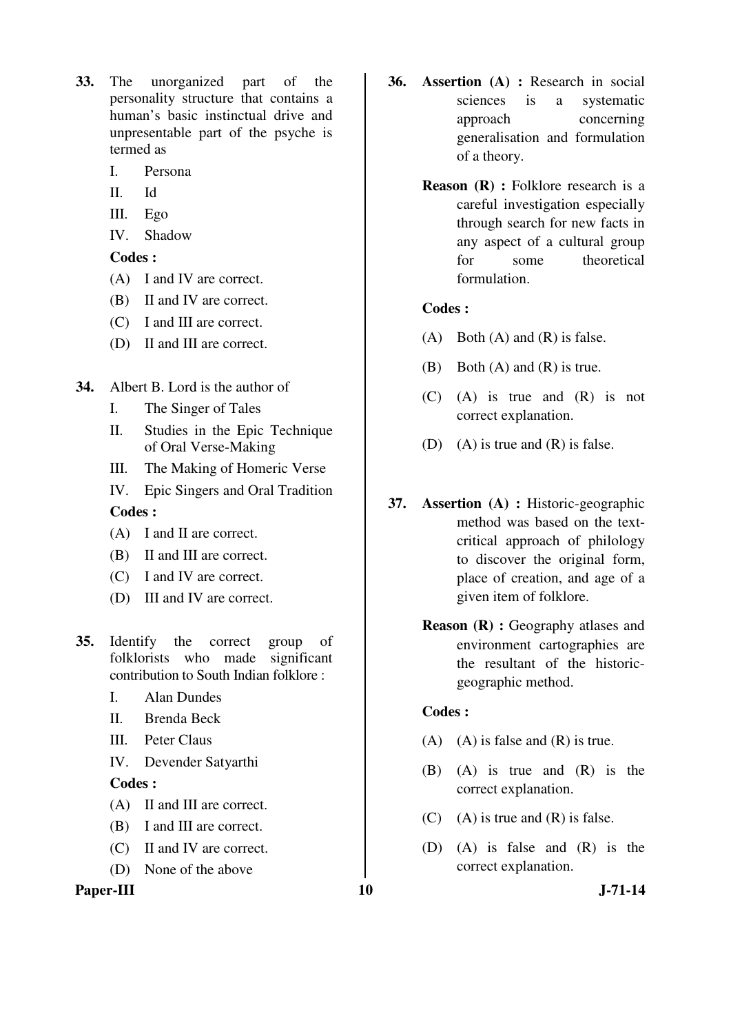**33.** The unorganized part of the personality structure that contains a human's basic instinctual drive and unpresentable part of the psyche is termed as

I. Persona

II. Id

III. Ego

IV. Shadow

**Codes :**

(A) I and IV are correct.

(B) II and IV are correct.

(C) I and III are correct.

(D) II and III are correct.

**34.** Albert B. Lord is the author of

I. The Singer of Tales

II. Studies in the Epic Technique of Oral Verse-Making

III. The Making of Homeric Verse

IV. Epic Singers and Oral Tradition

**Codes :**

(A) I and II are correct.

(B) II and III are correct.

(C) I and IV are correct.

(D) III and IV are correct.

**35.** Identify the correct group of folklorists who made significant contribution to South Indian folklore :

I. Alan Dundes

II. Brenda Beck

III. Peter Claus

IV. Devender Satyarthi

**Codes :**

(A) II and III are correct.

(B) I and III are correct.

(C) II and IV are correct.

(D) None of the above

**36.** **Assertion (A) :** Research in social sciences is a systematic approach concerning generalisation and formulation of a theory.

**Reason (R) :** Folklore research is a careful investigation especially through search for new facts in any aspect of a cultural group for some theoretical formulation.

**Codes :**

(A) Both (A) and (R) is false.

(B) Both (A) and (R) is true.

(C) (A) is true and (R) is not correct explanation.

(D) (A) is true and (R) is false.

**37.** **Assertion (A) :** Historic-geographic method was based on the text-critical approach of philology to discover the original form, place of creation, and age of a given item of folklore.

**Reason (R) :** Geography atlases and environment cartographies are the resultant of the historic-geographic method.

**Codes :**

(A) (A) is false and (R) is true.

(B) (A) is true and (R) is the correct explanation.

(C) (A) is true and (R) is false.

(D) (A) is false and (R) is the correct explanation.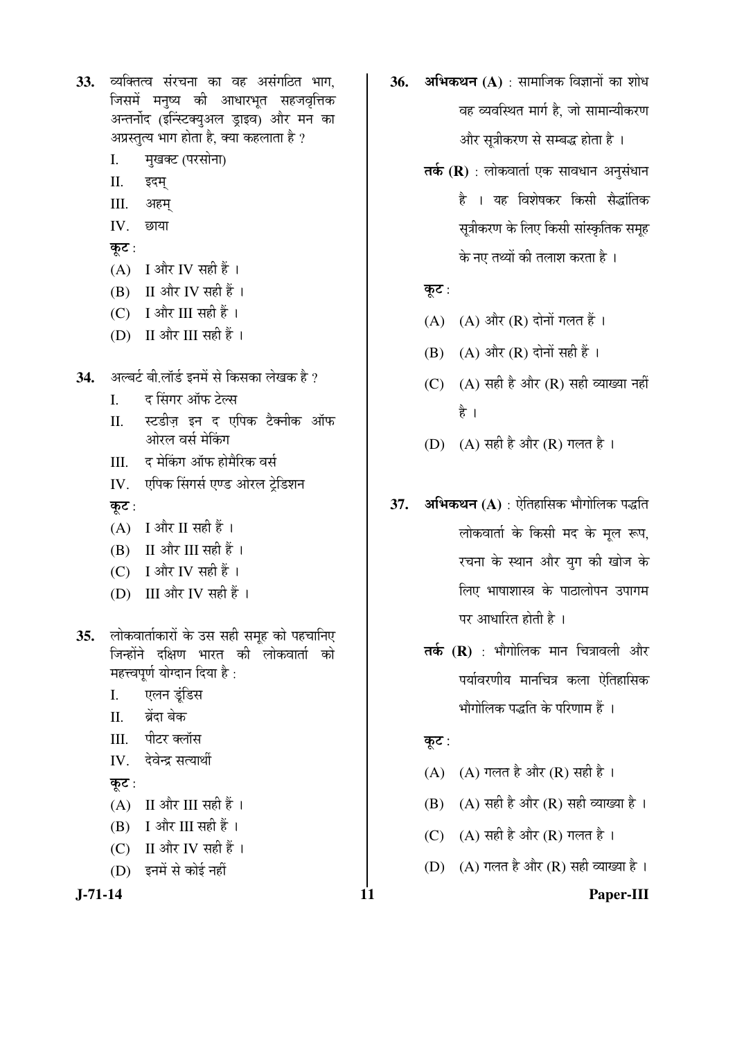33. व्यक्तित्व संरचना का वह असंगठित भाग, जिसमें मनुष्य की आधारभूत सहजवृत्तिक अन्तर्नोद (इन्स्टिक्युअल ड्राइव) और मन का अप्रस्तुत्य भाग होता है, क्या कहलाता है ?

    I. मुखक्ट (परसोना)
    II. इदम्
    III. अहम्
    IV. छाया

    **कूट** :

    (A) I और IV सही हैं ।
    (B) II और IV सही हैं ।
    (C) I और III सही हैं ।
    (D) II और III सही हैं ।

34. अल्बर्ट बी.लॉर्ड इनमें से किसका लेखक है ?

    I. द सिंगर ऑफ टेल्स
    II. स्टडीज़ इन द एपिक टैक्नीक ऑफ ओरल वर्स मेकिंग
    III. द मेकिंग ऑफ होमैरिक वर्स
    IV. एपिक सिंगर्स एण्ड ओरल ट्रेडिशन

    **कूट** :

    (A) I और II सही हैं ।
    (B) II और III सही हैं ।
    (C) I और IV सही हैं ।
    (D) III और IV सही हैं ।

35. लोकवार्ताकारों के उस सही समूह को पहचानिए जिन्होंने दक्षिण भारत की लोकवार्ता को महत्त्वपूर्ण योगदान दिया है :

    I. एलन डूंडिस
    II. ब्रेंदा बेक
    III. पीटर क्लॉस
    IV. देवेन्द्र सत्यार्थी

    **कूट** :

    (A) II और III सही हैं ।
    (B) I और III सही हैं ।
    (C) II और IV सही हैं ।
    (D) इनमें से कोई नहीं

36. **अभिकथन (A)** : सामाजिक विज्ञानों का शोध वह व्यवस्थित मार्ग है, जो सामान्यीकरण और सूत्रीकरण से सम्बद्ध होता है ।

    **तर्क (R)** : लोकवार्ता एक सावधान अनुसंधान है । यह विशेषकर किसी सैद्धांतिक सूत्रीकरण के लिए किसी सांस्कृतिक समूह के नए तथ्यों की तलाश करता है ।

    **कूट** :

    (A) (A) और (R) दोनों गलत हैं ।
    (B) (A) और (R) दोनों सही हैं ।
    (C) (A) सही है और (R) सही व्याख्या नहीं है ।
    (D) (A) सही है और (R) गलत है ।

37. **अभिकथन (A)** : ऐतिहासिक भौगोलिक पद्धति लोकवार्ता के किसी मद के मूल रूप, रचना के स्थान और युग की खोज के लिए भाषाशास्त्र के पाठालोपन उपागम पर आधारित होती है ।

    **तर्क (R)** : भौगोलिक मान चित्रावली और पर्यावरणीय मानचित्र कला ऐतिहासिक भौगोलिक पद्धति के परिणाम हैं ।

    **कूट** :

    (A) (A) गलत है और (R) सही है ।
    (B) (A) सही है और (R) सही व्याख्या है ।
    (C) (A) सही है और (R) गलत है ।
    (D) (A) गलत है और (R) सही व्याख्या है ।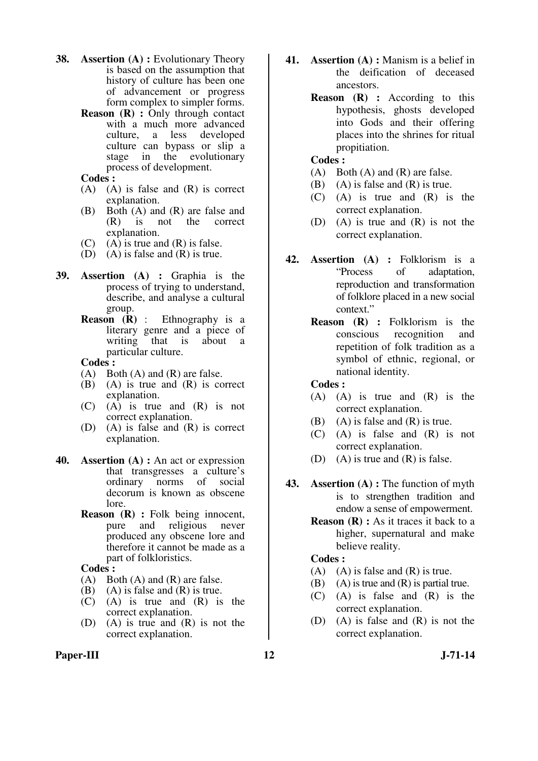38. **Assertion (A) :** Evolutionary Theory is based on the assumption that history of culture has been one of advancement or progress form complex to simpler forms.

    **Reason (R) :** Only through contact with a much more advanced culture, a less developed culture can bypass or slip a stage in the evolutionary process of development.

    **Codes :**
    - (A) (A) is false and (R) is correct explanation.
    - (B) Both (A) and (R) are false and (R) is not the correct explanation.
    - (C) (A) is true and (R) is false.
    - (D) (A) is false and (R) is true.

39. **Assertion (A) :** Graphia is the process of trying to understand, describe, and analyse a cultural group.

    **Reason (R)** : Ethnography is a literary genre and a piece of writing that is about a particular culture.

    **Codes :**
    - (A) Both (A) and (R) are false.
    - (B) (A) is true and (R) is correct explanation.
    - (C) (A) is true and (R) is not correct explanation.
    - (D) (A) is false and (R) is correct explanation.

40. **Assertion (A) :** An act or expression that transgresses a culture's ordinary norms of social decorum is known as obscene lore.

    **Reason (R) :** Folk being innocent, pure and religious never produced any obscene lore and therefore it cannot be made as a part of folkloristics.

    **Codes :**
    - (A) Both (A) and (R) are false.
    - (B) (A) is false and (R) is true.
    - (C) (A) is true and (R) is the correct explanation.
    - (D) (A) is true and (R) is not the correct explanation.

41. **Assertion (A) :** Manism is a belief in the deification of deceased ancestors.

    **Reason (R) :** According to this hypothesis, ghosts developed into Gods and their offering places into the shrines for ritual propitiation.

    **Codes :**
    - (A) Both (A) and (R) are false.
    - (B) (A) is false and (R) is true.
    - (C) (A) is true and (R) is the correct explanation.
    - (D) (A) is true and (R) is not the correct explanation.

42. **Assertion (A) :** Folklorism is a "Process of adaptation, reproduction and transformation of folklore placed in a new social context."

    **Reason (R) :** Folklorism is the conscious recognition and repetition of folk tradition as a symbol of ethnic, regional, or national identity.

    **Codes :**
    - (A) (A) is true and (R) is the correct explanation.
    - (B) (A) is false and (R) is true.
    - (C) (A) is false and (R) is not correct explanation.
    - (D) (A) is true and (R) is false.

43. **Assertion (A) :** The function of myth is to strengthen tradition and endow a sense of empowerment.

    **Reason (R) :** As it traces it back to a higher, supernatural and make believe reality.

    **Codes :**
    - (A) (A) is false and (R) is true.
    - (B) (A) is true and (R) is partial true.
    - (C) (A) is false and (R) is the correct explanation.
    - (D) (A) is false and (R) is not the correct explanation.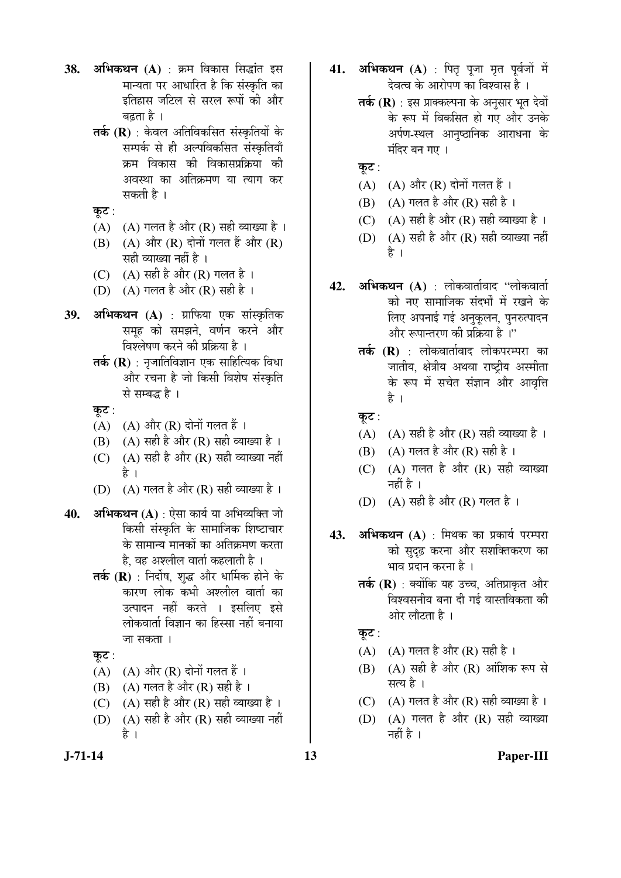38. **अभिकथन (A)** : क्रम विकास सिद्धांत इस मान्यता पर आधारित है कि संस्कृति का इतिहास जटिल से सरल रूपों की ओर बढ़ता है ।

**तर्क (R)** : केवल अतिविकसित संस्कृतियों के सम्पर्क से ही अल्पविकसित संस्कृतियाँ क्रम विकास की विकासप्रक्रिया की अवस्था का अतिक्रमण या त्याग कर सकती है ।

**कूट :**

(A) (A) गलत है और (R) सही व्याख्या है ।
(B) (A) और (R) दोनों गलत हैं और (R) सही व्याख्या नहीं है ।
(C) (A) सही है और (R) गलत है ।
(D) (A) गलत है और (R) सही है ।

39. **अभिकथन (A)** : ग्राफिया एक सांस्कृतिक समूह को समझने, वर्णन करने और विश्लेषण करने की प्रक्रिया है ।

**तर्क (R)** : नृजातिविज्ञान एक साहित्यिक विधा और रचना है जो किसी विशेष संस्कृति से सम्बद्ध है ।

**कूट :**

(A) (A) और (R) दोनों गलत हैं ।
(B) (A) सही है और (R) सही व्याख्या है ।
(C) (A) सही है और (R) सही व्याख्या नहीं है ।
(D) (A) गलत है और (R) सही व्याख्या है ।

40. **अभिकथन (A)** : ऐसा कार्य या अभिव्यक्ति जो किसी संस्कृति के सामाजिक शिष्टाचार के सामान्य मानकों का अतिक्रमण करता है, वह अश्लील वार्ता कहलाती है ।

**तर्क (R)** : निर्दोष, शुद्ध और धार्मिक होने के कारण लोक कभी अश्लील वार्ता का उत्पादन नहीं करते । इसलिए इसे लोकवार्ता विज्ञान का हिस्सा नहीं बनाया जा सकता ।

**कूट :**

(A) (A) और (R) दोनों गलत हैं ।
(B) (A) गलत है और (R) सही है ।
(C) (A) सही है और (R) सही व्याख्या है ।
(D) (A) सही है और (R) सही व्याख्या नहीं है ।

41. **अभिकथन (A)** : पितृ पूजा मृत पूर्वजों में देवत्व के आरोपण का विश्वास है ।

**तर्क (R)** : इस प्राक्कल्पना के अनुसार भूत देवों के रूप में विकसित हो गए और उनके अर्पण-स्थल आनुष्ठानिक आराधना के मंदिर बन गए ।

**कूट :**

(A) (A) और (R) दोनों गलत हैं ।
(B) (A) गलत है और (R) सही है ।
(C) (A) सही है और (R) सही व्याख्या है ।
(D) (A) सही है और (R) सही व्याख्या नहीं है ।

42. **अभिकथन (A)** : लोकवार्तावाद "लोकवार्ता को नए सामाजिक संदर्भों में रखने के लिए अपनाई गई अनुकूलन, पुनरुत्पादन और रूपान्तरण की प्रक्रिया है ।"

**तर्क (R)** : लोकवार्तावाद लोकपरम्परा का जातीय, क्षेत्रीय अथवा राष्ट्रीय अस्मीता के रूप में सचेत संज्ञान और आवृत्ति है ।

**कूट :**

(A) (A) सही है और (R) सही व्याख्या है ।
(B) (A) गलत है और (R) सही है ।
(C) (A) गलत है और (R) सही व्याख्या नहीं है ।
(D) (A) सही है और (R) गलत है ।

43. **अभिकथन (A)** : मिथक का प्रकार्य परम्परा को सुदृढ़ करना और सशक्तिकरण का भाव प्रदान करना है ।

**तर्क (R)** : क्योंकि यह उच्च, अतिप्राकृत और विश्वसनीय बना दी गई वास्तविकता की ओर लौटता है ।

**कूट :**

(A) (A) गलत है और (R) सही है ।
(B) (A) सही है और (R) आंशिक रूप से सत्य है ।
(C) (A) गलत है और (R) सही व्याख्या है ।
(D) (A) गलत है और (R) सही व्याख्या नहीं है ।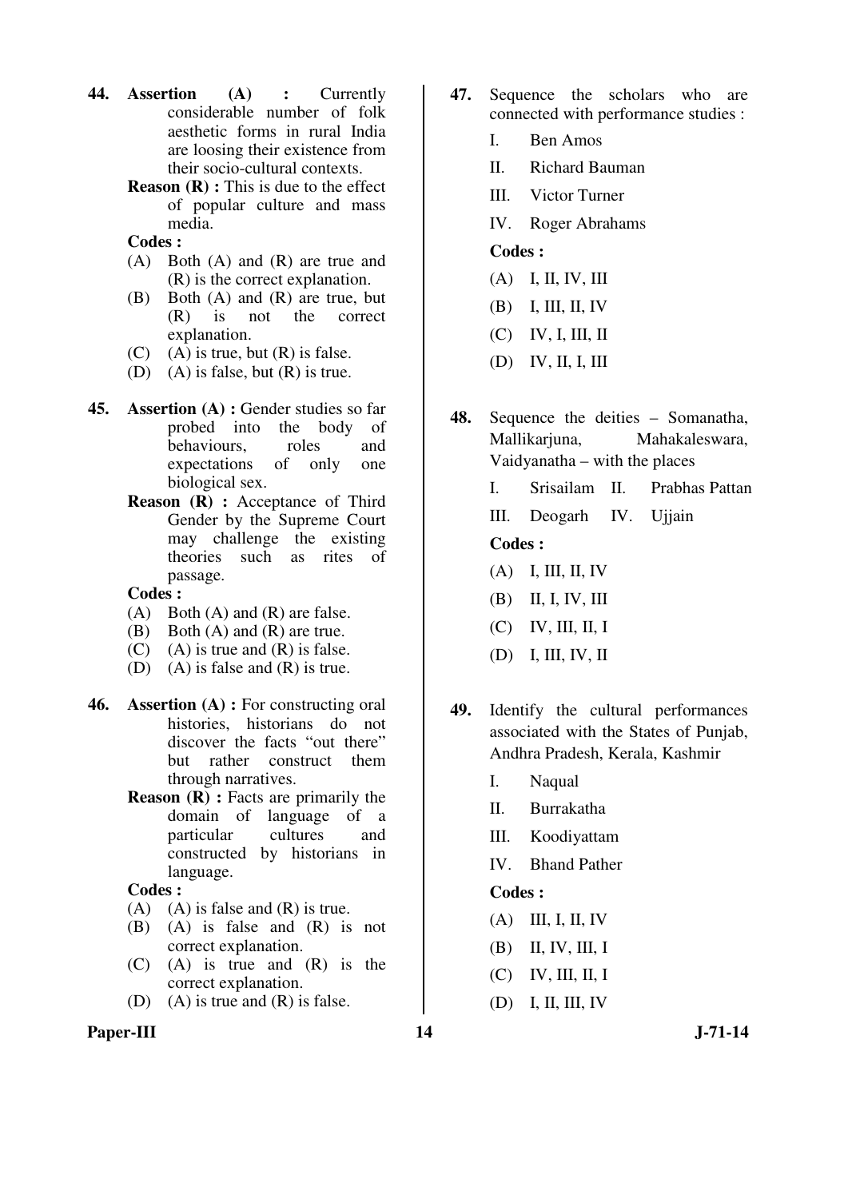**44.** **Assertion (A) :** Currently considerable number of folk aesthetic forms in rural India are loosing their existence from their socio-cultural contexts.

**Reason (R) :** This is due to the effect of popular culture and mass media.

**Codes :**

(A) Both (A) and (R) are true and (R) is the correct explanation.

(B) Both (A) and (R) are true, but (R) is not the correct explanation.

(C) (A) is true, but (R) is false.

(D) (A) is false, but (R) is true.

**45.** **Assertion (A) :** Gender studies so far probed into the body of behaviours, roles and expectations of only one biological sex.

**Reason (R) :** Acceptance of Third Gender by the Supreme Court may challenge the existing theories such as rites of passage.

**Codes :**

(A) Both (A) and (R) are false.

(B) Both (A) and (R) are true.

(C) (A) is true and (R) is false.

(D) (A) is false and (R) is true.

**46.** **Assertion (A) :** For constructing oral histories, historians do not discover the facts "out there" but rather construct them through narratives.

**Reason (R) :** Facts are primarily the domain of language of a particular cultures and constructed by historians in language.

**Codes :**

(A) (A) is false and (R) is true.

(B) (A) is false and (R) is not correct explanation.

(C) (A) is true and (R) is the correct explanation.

(D) (A) is true and (R) is false.

**47.** Sequence the scholars who are connected with performance studies :

I. Ben Amos

II. Richard Bauman

III. Victor Turner

IV. Roger Abrahams

**Codes :**

(A) I, II, IV, III

(B) I, III, II, IV

(C) IV, I, III, II

(D) IV, II, I, III

**48.** Sequence the deities – Somanatha, Mallikarjuna, Mahakaleswara, Vaidyanatha – with the places

I. Srisailam II. Prabhas Pattan

III. Deogarh IV. Ujjain

**Codes :**

(A) I, III, II, IV

(B) II, I, IV, III

(C) IV, III, II, I

(D) I, III, IV, II

**49.** Identify the cultural performances associated with the States of Punjab, Andhra Pradesh, Kerala, Kashmir

I. Naqual

II. Burrakatha

III. Koodiyattam

IV. Bhand Pather

**Codes :**

(A) III, I, II, IV

(B) II, IV, III, I

(C) IV, III, II, I

(D) I, II, III, IV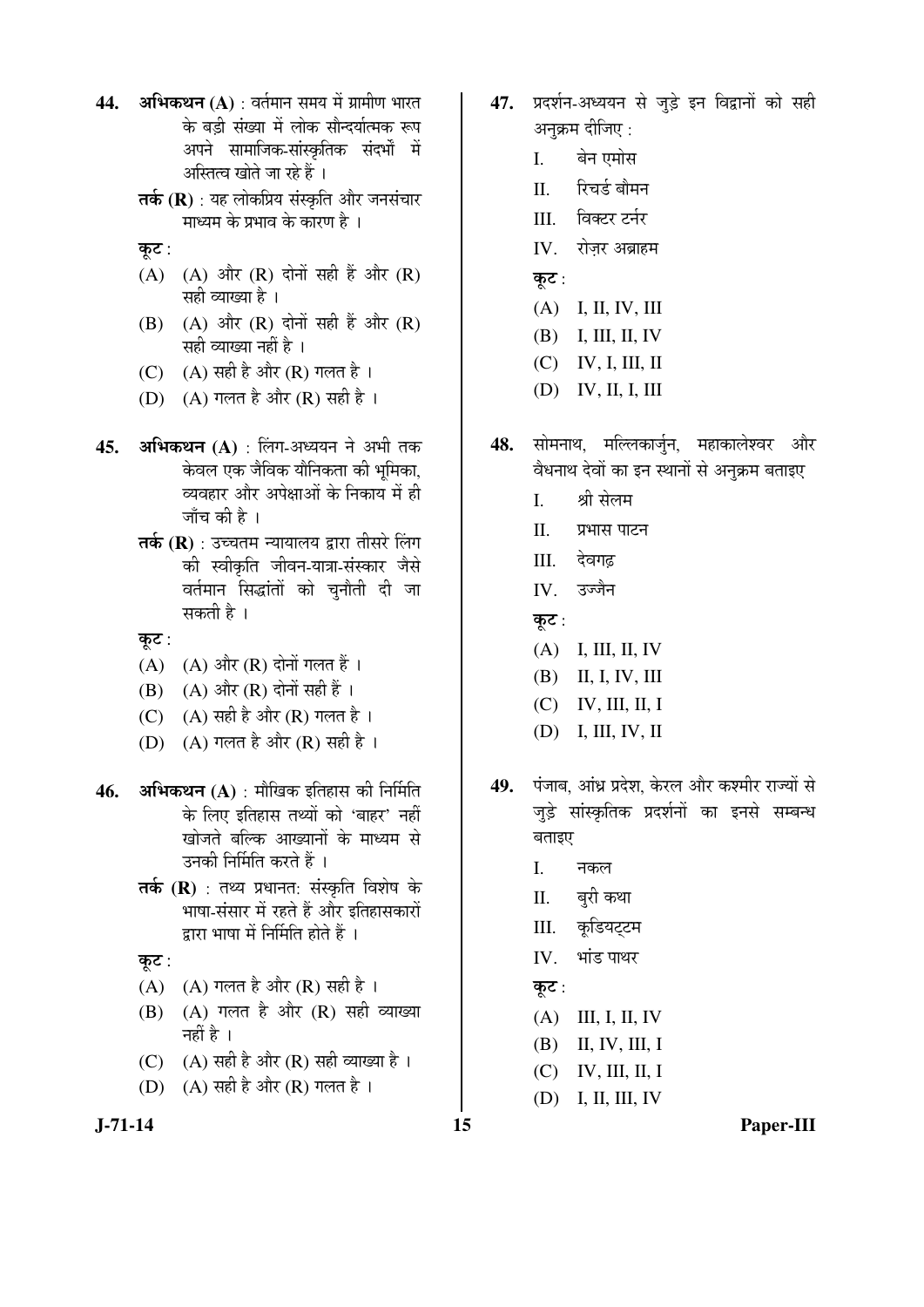**44.** **अभिकथन (A)** : वर्तमान समय में ग्रामीण भारत के बड़ी संख्या में लोक सौन्दर्यात्मक रूप अपने सामाजिक-सांस्कृतिक संदर्भों में अस्तित्व खोते जा रहे हैं ।

**तर्क (R)** : यह लोकप्रिय संस्कृति और जनसंचार माध्यम के प्रभाव के कारण है ।

**कूट** :

(A) (A) और (R) दोनों सही हैं और (R) सही व्याख्या है ।

(B) (A) और (R) दोनों सही हैं और (R) सही व्याख्या नहीं है ।

(C) (A) सही है और (R) गलत है ।

(D) (A) गलत है और (R) सही है ।

**45.** **अभिकथन (A)** : लिंग-अध्ययन ने अभी तक केवल एक जैविक यौनिकता की भूमिका, व्यवहार और अपेक्षाओं के निकाय में ही जाँच की है ।

**तर्क (R)** : उच्चतम न्यायालय द्वारा तीसरे लिंग की स्वीकृति जीवन-यात्रा-संस्कार जैसे वर्तमान सिद्धांतों को चुनौती दी जा सकती है ।

**कूट** :

(A) (A) और (R) दोनों गलत हैं ।

(B) (A) और (R) दोनों सही हैं ।

(C) (A) सही है और (R) गलत है ।

(D) (A) गलत है और (R) सही है ।

**46.** **अभिकथन (A)** : मौखिक इतिहास की निर्मिति के लिए इतिहास तथ्यों को 'बाहर' नहीं खोजते बल्कि आख्यानों के माध्यम से उनकी निर्मिति करते हैं ।

**तर्क (R)** : तथ्य प्रधानत: संस्कृति विशेष के भाषा-संसार में रहते हैं और इतिहासकारों द्वारा भाषा में निर्मिति होते हैं ।

**कूट** :

(A) (A) गलत है और (R) सही है ।

(B) (A) गलत है और (R) सही व्याख्या नहीं है ।

(C) (A) सही है और (R) सही व्याख्या है ।

(D) (A) सही है और (R) गलत है ।

**47.** प्रदर्शन-अध्ययन से जुड़े इन विद्वानों को सही अनुक्रम दीजिए :

I. बेन एमोस

II. रिचर्ड बौमन

III. विक्टर टर्नर

IV. रोज़र अब्राहम

**कूट** :

(A) I, II, IV, III

(B) I, III, II, IV

(C) IV, I, III, II

(D) IV, II, I, III

**48.** सोमनाथ, मल्लिकार्जुन, महाकालेश्वर और वैधनाथ देवों का इन स्थानों से अनुक्रम बताइए

I. श्री सेलम

II. प्रभास पाटन

III. देवगढ़

IV. उज्जैन

**कूट** :

(A) I, III, II, IV

(B) II, I, IV, III

(C) IV, III, II, I

(D) I, III, IV, II

**49.** पंजाब, आंध्र प्रदेश, केरल और कश्मीर राज्यों से जुड़े सांस्कृतिक प्रदर्शनों का इनसे सम्बन्ध बताइए

I. नकल

II. बुरी कथा

III. कूडियट्टम

IV. भांड पाथर

**कूट** :

(A) III, I, II, IV

(B) II, IV, III, I

(C) IV, III, II, I

(D) I, II, III, IV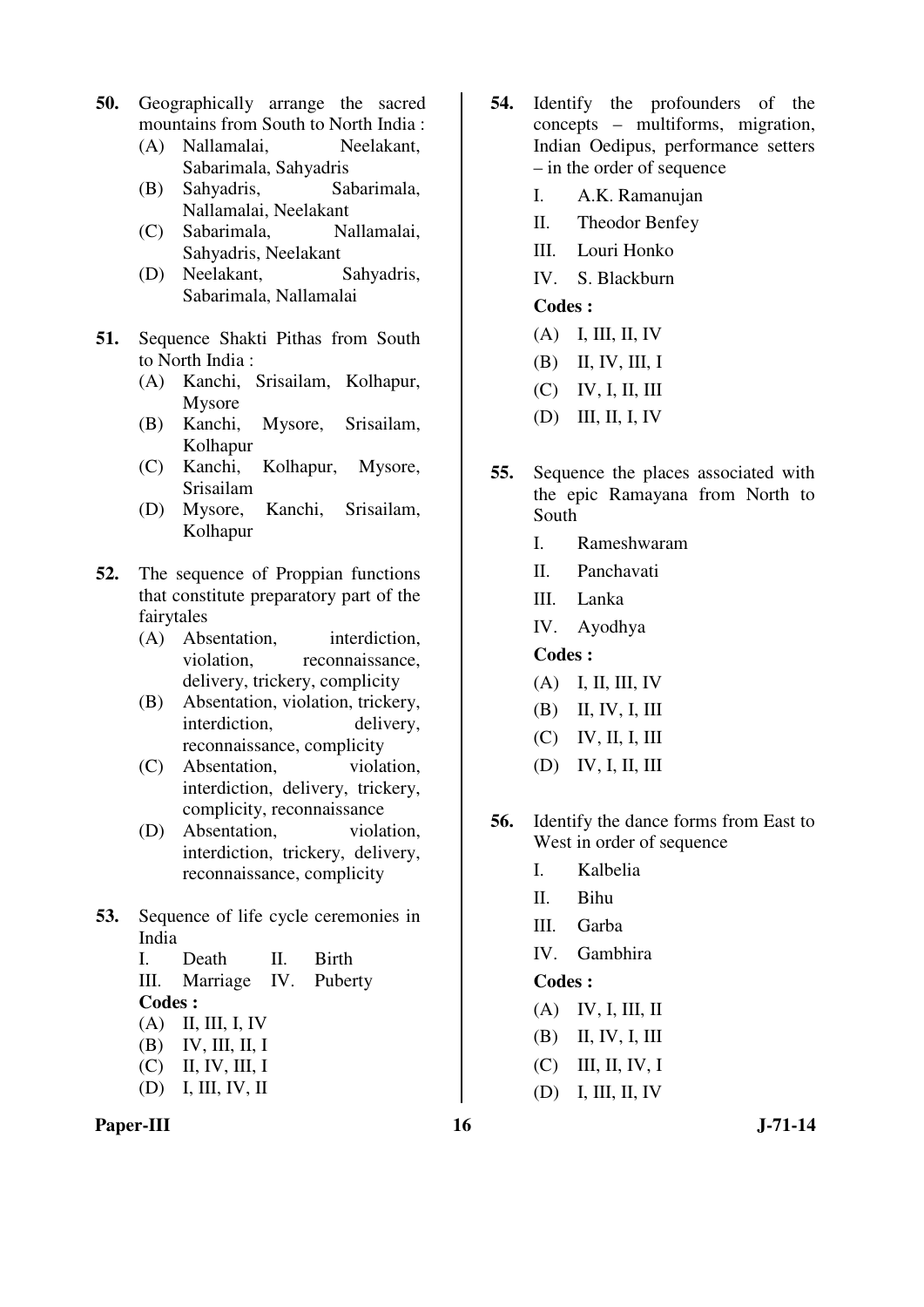50. Geographically arrange the sacred mountains from South to North India :
   (A) Nallamalai, Neelakant, Sabarimala, Sahyadris
   (B) Sahyadris, Sabarimala, Nallamalai, Neelakant
   (C) Sabarimala, Nallamalai, Sahyadris, Neelakant
   (D) Neelakant, Sahyadris, Sabarimala, Nallamalai

51. Sequence Shakti Pithas from South to North India :
   (A) Kanchi, Srisailam, Kolhapur, Mysore
   (B) Kanchi, Mysore, Srisailam, Kolhapur
   (C) Kanchi, Kolhapur, Mysore, Srisailam
   (D) Mysore, Kanchi, Srisailam, Kolhapur

52. The sequence of Proppian functions that constitute preparatory part of the fairytales
   (A) Absentation, interdiction, violation, reconnaissance, delivery, trickery, complicity
   (B) Absentation, violation, trickery, interdiction, delivery, reconnaissance, complicity
   (C) Absentation, violation, interdiction, delivery, trickery, complicity, reconnaissance
   (D) Absentation, violation, interdiction, trickery, delivery, reconnaissance, complicity

53. Sequence of life cycle ceremonies in India
   I. Death  II. Birth
   III. Marriage  IV. Puberty
   **Codes :**
   (A) II, III, I, IV
   (B) IV, III, II, I
   (C) II, IV, III, I
   (D) I, III, IV, II

54. Identify the profounders of the concepts – multiforms, migration, Indian Oedipus, performance setters – in the order of sequence
   I. A.K. Ramanujan
   II. Theodor Benfey
   III. Louri Honko
   IV. S. Blackburn
   **Codes :**
   (A) I, III, II, IV
   (B) II, IV, III, I
   (C) IV, I, II, III
   (D) III, II, I, IV

55. Sequence the places associated with the epic Ramayana from North to South
   I. Rameshwaram
   II. Panchavati
   III. Lanka
   IV. Ayodhya
   **Codes :**
   (A) I, II, III, IV
   (B) II, IV, I, III
   (C) IV, II, I, III
   (D) IV, I, II, III

56. Identify the dance forms from East to West in order of sequence
   I. Kalbelia
   II. Bihu
   III. Garba
   IV. Gambhira
   **Codes :**
   (A) IV, I, III, II
   (B) II, IV, I, III
   (C) III, II, IV, I
   (D) I, III, II, IV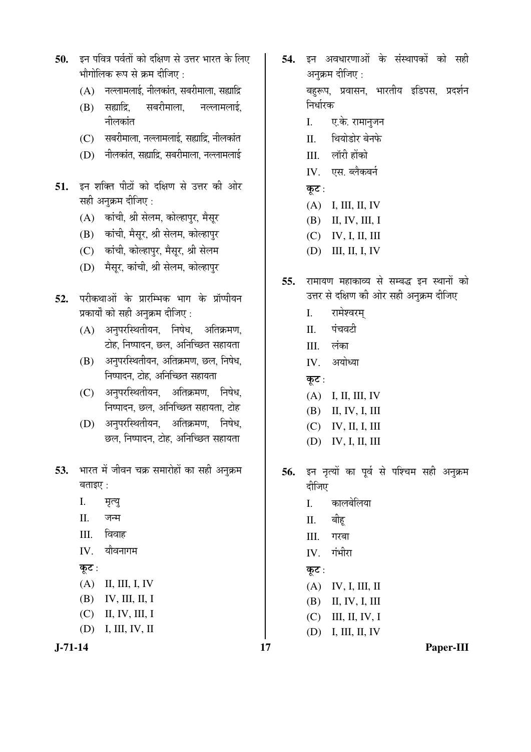50. इन पवित्र पर्वतों को दक्षिण से उत्तर भारत के लिए भौगोलिक रूप से क्रम दीजिए :

(A) नल्लामलाई, नीलकांत, सबरीमाला, सह्याद्रि

(B) सह्याद्रि, सबरीमाला, नल्लामलाई, नीलकांत

(C) सबरीमाला, नल्लामलाई, सह्याद्रि, नीलकांत

(D) नीलकांत, सह्याद्रि, सबरीमाला, नल्लामलाई

51. इन शक्ति पीठों को दक्षिण से उत्तर की ओर सही अनुक्रम दीजिए :

(A) कांची, श्री सेलम, कोल्हापुर, मैसूर

(B) कांची, मैसूर, श्री सेलम, कोल्हापुर

(C) कांची, कोल्हापुर, मैसूर, श्री सेलम

(D) मैसूर, कांची, श्री सेलम, कोल्हापुर

52. परीकथाओं के प्रारम्भिक भाग के प्रॉप्पीयन प्रकार्यों को सही अनुक्रम दीजिए :

(A) अनुपरस्थितीयन, निषेध, अतिक्रमण, टोह, निष्पादन, छल, अनिच्छित सहायता

(B) अनुपरस्थितीयन, अतिक्रमण, छल, निषेध, निष्पादन, टोह, अनिच्छित सहायता

(C) अनुपरस्थितीयन, अतिक्रमण, निषेध, निष्पादन, छल, अनिच्छित सहायता, टोह

(D) अनुपरस्थितीयन, अतिक्रमण, निषेध, छल, निष्पादन, टोह, अनिच्छित सहायता

53. भारत में जीवन चक्र समारोहों का सही अनुक्रम बताइए :

I. मृत्यु

II. जन्म

III. विवाह

IV. यौवनागम

**कूट :**

(A) II, III, I, IV

(B) IV, III, II, I

(C) II, IV, III, I

(D) I, III, IV, II

54. इन अवधारणाओं के संस्थापकों को सही अनुक्रम दीजिए :

बहुरूप, प्रवासन, भारतीय इडिपस, प्रदर्शन निर्धारक

I. ए.के. रामानुजन

II. थियोडोर बेनफे

III. लॉरी होंको

IV. एस. ब्लैकबर्न

**कूट :**

(A) I, III, II, IV

(B) II, IV, III, I

(C) IV, I, II, III

(D) III, II, I, IV

55. रामायण महाकाव्य से सम्बद्ध इन स्थानों को उत्तर से दक्षिण की ओर सही अनुक्रम दीजिए

I. रामेश्वरम्

II. पंचवटी

III. लंका

IV. अयोध्या

**कूट :**

(A) I, II, III, IV

(B) II, IV, I, III

(C) IV, II, I, III

(D) IV, I, II, III

56. इन नृत्यों का पूर्व से पश्चिम सही अनुक्रम दीजिए

I. कालबेलिया

II. बीहू

III. गरबा

IV. गंभीरा

**कूट :**

(A) IV, I, III, II

(B) II, IV, I, III

(C) III, II, IV, I

(D) I, III, II, IV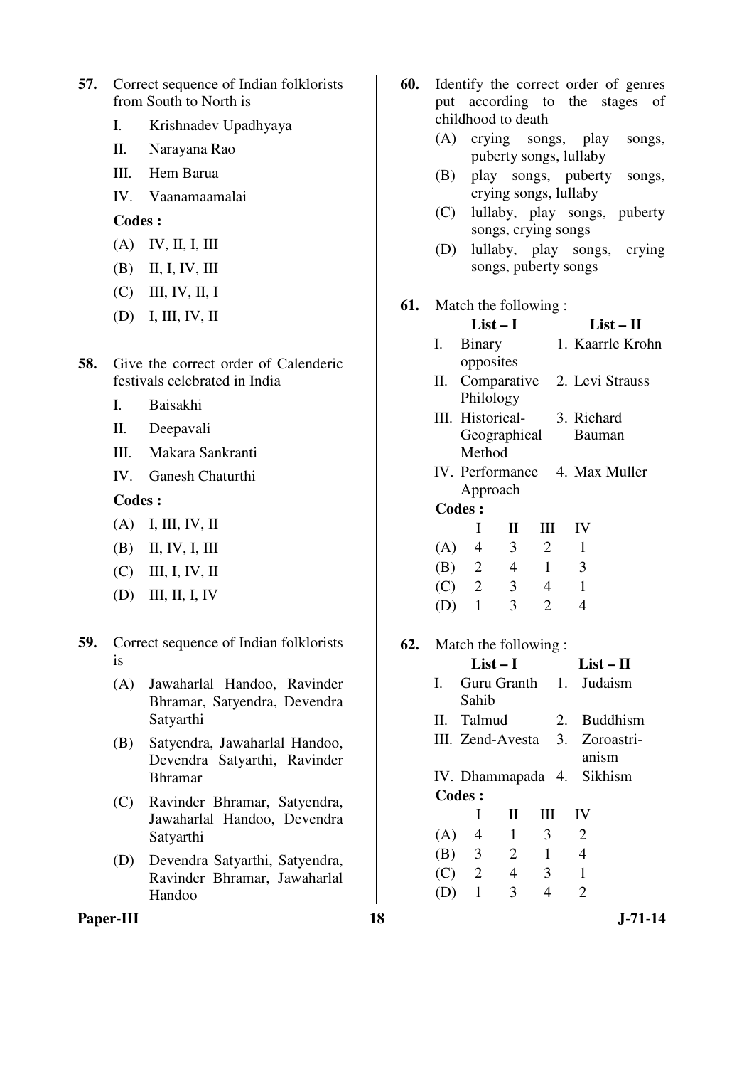57. Correct sequence of Indian folklorists from South to North is

    I. Krishnadev Upadhyaya
    II. Narayana Rao
    III. Hem Barua
    IV. Vaanamaamalai

    **Codes :**

    (A) IV, II, I, III
    (B) II, I, IV, III
    (C) III, IV, II, I
    (D) I, III, IV, II

58. Give the correct order of Calenderic festivals celebrated in India

    I. Baisakhi
    II. Deepavali
    III. Makara Sankranti
    IV. Ganesh Chaturthi

    **Codes :**

    (A) I, III, IV, II
    (B) II, IV, I, III
    (C) III, I, IV, II
    (D) III, II, I, IV

59. Correct sequence of Indian folklorists is

    (A) Jawaharlal Handoo, Ravinder Bhramar, Satyendra, Devendra Satyarthi
    (B) Satyendra, Jawaharlal Handoo, Devendra Satyarthi, Ravinder Bhramar
    (C) Ravinder Bhramar, Satyendra, Jawaharlal Handoo, Devendra Satyarthi
    (D) Devendra Satyarthi, Satyendra, Ravinder Bhramar, Jawaharlal Handoo

60. Identify the correct order of genres put according to the stages of childhood to death

    (A) crying songs, play songs, puberty songs, lullaby
    (B) play songs, puberty songs, crying songs, lullaby
    (C) lullaby, play songs, puberty songs, crying songs
    (D) lullaby, play songs, crying songs, puberty songs

61. Match the following :

| List – I | List – II |
|---|---|
| I. Binary opposites | 1. Kaarrle Krohn |
| II. Comparative Philology | 2. Levi Strauss |
| III. Historical-Geographical Method | 3. Richard Bauman |
| IV. Performance Approach | 4. Max Muller |

**Codes :**

| | I | II | III | IV |
|---|---|---|---|---|
| (A) | 4 | 3 | 2 | 1 |
| (B) | 2 | 4 | 1 | 3 |
| (C) | 2 | 3 | 4 | 1 |
| (D) | 1 | 3 | 2 | 4 |

62. Match the following :

| List – I | List – II |
|---|---|
| I. Guru Granth Sahib | 1. Judaism |
| II. Talmud | 2. Buddhism |
| III. Zend-Avesta | 3. Zoroastrianism |
| IV. Dhammapada | 4. Sikhism |

**Codes :**

| | I | II | III | IV |
|---|---|---|---|---|
| (A) | 4 | 1 | 3 | 2 |
| (B) | 3 | 2 | 1 | 4 |
| (C) | 2 | 4 | 3 | 1 |
| (D) | 1 | 3 | 4 | 2 |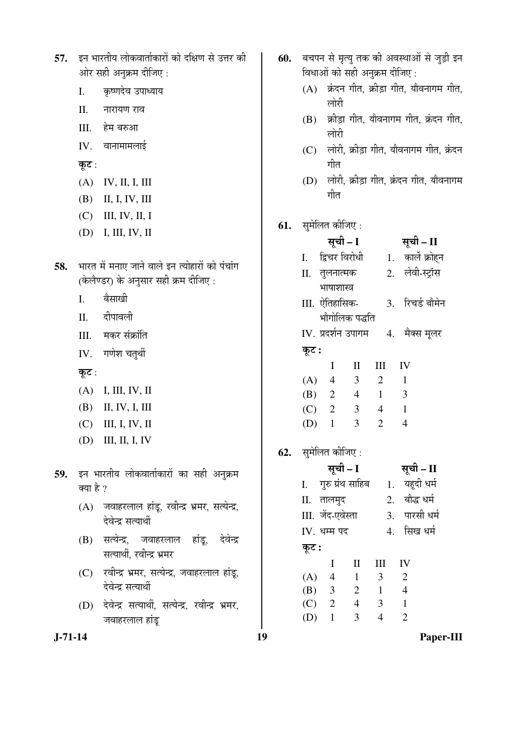**57.** इन भारतीय लोकवार्ताकारों को दक्षिण से उत्तर की ओर सही अनुक्रम दीजिए :

I. कृष्णदेव उपाध्याय

II. नारायण राव

III. हेम बरुआ

IV. वानामामलाई

**कूट** :

(A) IV, II, I, III

(B) II, I, IV, III

(C) III, IV, II, I

(D) I, III, IV, II

**58.** भारत में मनाए जाने वाले इन त्योहारों को पंचांग (केलैण्डर) के अनुसार सही क्रम दीजिए :

I. बैसाखी

II. दीपावली

III. मकर संक्रांति

IV. गणेश चतुर्थी

**कूट** :

(A) I, III, IV, II

(B) II, IV, I, III

(C) III, I, IV, II

(D) III, II, I, IV

**59.** इन भारतीय लोकवार्ताकारों का सही अनुक्रम क्या है ?

(A) जवाहरलाल हांडू, रवीन्द्र भ्रमर, सत्येन्द्र, देवेन्द्र सत्यार्थी

(B) सत्येन्द्र, जवाहरलाल हांडू, देवेन्द्र सत्यार्थी, रवीन्द्र भ्रमर

(C) रवीन्द्र भ्रमर, सत्येन्द्र, जवाहरलाल हांडू, देवेन्द्र सत्यार्थी

(D) देवेन्द्र सत्यार्थी, सत्येन्द्र, रवीन्द्र भ्रमर, जवाहरलाल हांडू

**60.** बचपन से मृत्यु तक की अवस्थाओं से जुड़ी इन विधाओं को सही अनुक्रम दीजिए :

(A) क्रंदन गीत, क्रीड़ा गीत, यौवनागम गीत, लोरी

(B) क्रीड़ा गीत, यौवनागम गीत, क्रंदन गीत, लोरी

(C) लोरी, क्रीड़ा गीत, यौवनागम गीत, क्रंदन गीत

(D) लोरी, क्रीड़ा गीत, क्रंदन गीत, यौवनागम गीत

**61.** सुमेलित कीजिए :

| सूची – I | सूची – II |
|---|---|
| I. द्विचर विरोधी | 1. कार्ले क्रोहन |
| II. तुलनात्मक भाषाशास्त्र | 2. लेवी-स्ट्रॉस |
| III. ऐतिहासिक-भौगोलिक पद्धति | 3. रिचर्ड बौमेन |
| IV. प्रदर्शन उपागम | 4. मैक्स मूलर |

**कूट :**

| | I | II | III | IV |
|---|---|---|---|---|
| (A) | 4 | 3 | 2 | 1 |
| (B) | 2 | 4 | 1 | 3 |
| (C) | 2 | 3 | 4 | 1 |
| (D) | 1 | 3 | 2 | 4 |

**62.** सुमेलित कीजिए :

| सूची – I | सूची – II |
|---|---|
| I. गुरु ग्रंथ साहिब | 1. यहूदी धर्म |
| II. तालमुद | 2. बौद्ध धर्म |
| III. जेंद-एवेस्ता | 3. पारसी धर्म |
| IV. धम्म पद | 4. सिख धर्म |

**कूट :**

| | I | II | III | IV |
|---|---|---|---|---|
| (A) | 4 | 1 | 3 | 2 |
| (B) | 3 | 2 | 1 | 4 |
| (C) | 2 | 4 | 3 | 1 |
| (D) | 1 | 3 | 4 | 2 |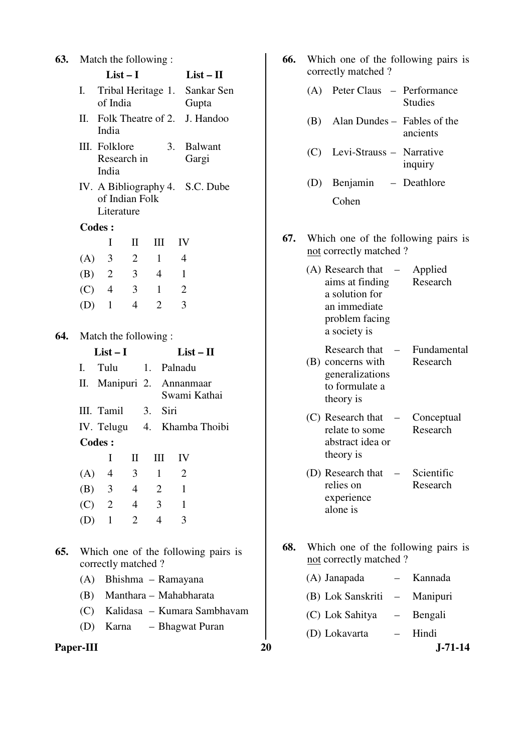63. Match the following :

| | List – I | | List – II |
|---|---|---|---|
| I. | Tribal Heritage of India | 1. | Sankar Sen Gupta |
| II. | Folk Theatre of India | 2. | J. Handoo |
| III. | Folklore Research in India | 3. | Balwant Gargi |
| IV. | A Bibliography of Indian Folk Literature | 4. | S.C. Dube |

**Codes :**

| | I | II | III | IV |
|---|---|---|---|---|
| (A) | 3 | 2 | 1 | 4 |
| (B) | 2 | 3 | 4 | 1 |
| (C) | 4 | 3 | 1 | 2 |
| (D) | 1 | 4 | 2 | 3 |

64. Match the following :

| | List – I | | List – II |
|---|---|---|---|
| I. | Tulu | 1. | Palnadu |
| II. | Manipuri | 2. | Annanmaar Swami Kathai |
| III. | Tamil | 3. | Siri |
| IV. | Telugu | 4. | Khamba Thoibi |

**Codes :**

| | I | II | III | IV |
|---|---|---|---|---|
| (A) | 4 | 3 | 1 | 2 |
| (B) | 3 | 4 | 2 | 1 |
| (C) | 2 | 4 | 3 | 1 |
| (D) | 1 | 2 | 4 | 3 |

65. Which one of the following pairs is correctly matched ?

(A) Bhishma – Ramayana

(B) Manthara – Mahabharata

(C) Kalidasa – Kumara Sambhavam

(D) Karna – Bhagwat Puran

66. Which one of the following pairs is correctly matched ?

(A) Peter Claus – Performance Studies

(B) Alan Dundes – Fables of the ancients

(C) Levi-Strauss – Narrative inquiry

(D) Benjamin Cohen – Deathlore

67. Which one of the following pairs is not correctly matched ?

(A) Research that aims at finding a solution for an immediate problem facing a society is – Applied Research

(B) Research that concerns with generalizations to formulate a theory is – Fundamental Research

(C) Research that relate to some abstract idea or theory is – Conceptual Research

(D) Research that relies on experience alone is – Scientific Research

68. Which one of the following pairs is not correctly matched ?

(A) Janapada – Kannada

(B) Lok Sanskriti – Manipuri

(C) Lok Sahitya – Bengali

(D) Lokavarta – Hindi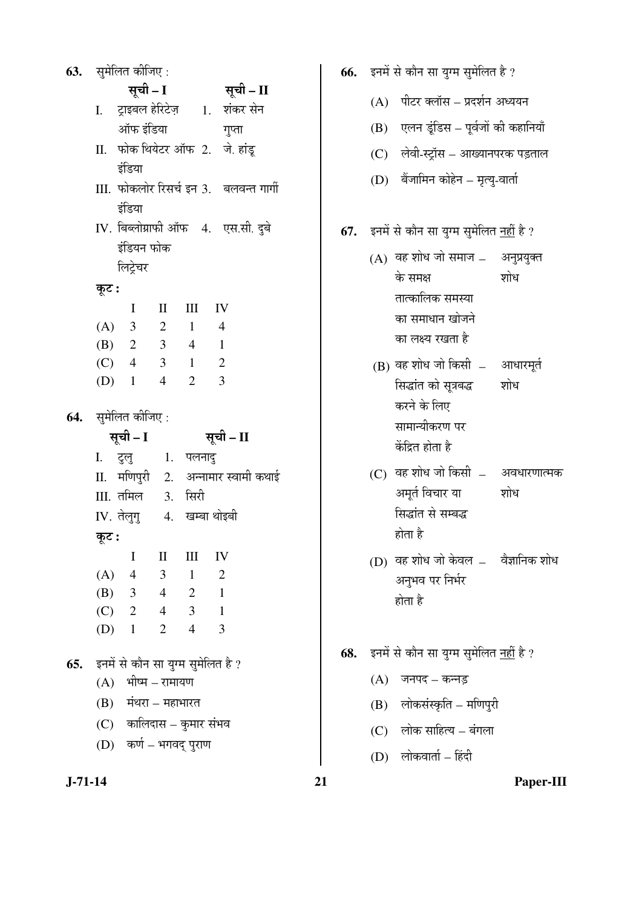63. सुमेलित कीजिए :

| | सूची – I | | सूची – II |
|---|---|---|---|
| I. | ट्राइबल हेरिटेज़ ऑफ इंडिया | 1. | शंकर सेन गुप्ता |
| II. | फोक थियेटर ऑफ इंडिया | 2. | जे. हांडू |
| III. | फोकलोर रिसर्च इन इंडिया | 3. | बलवन्त गार्गी |
| IV. | बिब्लोग्राफी ऑफ इंडियन फोक लिट्रेचर | 4. | एस.सी. दुबे |

**कूट :**

| | I | II | III | IV |
|---|---|---|---|---|
| (A) | 3 | 2 | 1 | 4 |
| (B) | 2 | 3 | 4 | 1 |
| (C) | 4 | 3 | 1 | 2 |
| (D) | 1 | 4 | 2 | 3 |

64. सुमेलित कीजिए :

| | सूची – I | | सूची – II |
|---|---|---|---|
| I. | टुलु | 1. | पलनादु |
| II. | मणिपुरी | 2. | अन्नामार स्वामी कथाई |
| III. | तमिल | 3. | सिरी |
| IV. | तेलुगु | 4. | खम्बा थोइबी |

**कूट :**

| | I | II | III | IV |
|---|---|---|---|---|
| (A) | 4 | 3 | 1 | 2 |
| (B) | 3 | 4 | 2 | 1 |
| (C) | 2 | 4 | 3 | 1 |
| (D) | 1 | 2 | 4 | 3 |

65. इनमें से कौन सा युग्म सुमेलित है ?

(A) भीष्म – रामायण

(B) मंथरा – महाभारत

(C) कालिदास – कुमार संभव

(D) कर्ण – भगवद् पुराण

66. इनमें से कौन सा युग्म सुमेलित है ?

(A) पीटर क्लॉस – प्रदर्शन अध्ययन

(B) एलन डूंडिस – पूर्वजों की कहानियाँ

(C) लेवी-स्ट्रॉस – आख्यानपरक पड़ताल

(D) बैंजामिन कोहेन – मृत्यु-वार्ता

67. इनमें से कौन सा युग्म सुमेलित नहीं है ?

(A) वह शोध जो समाज के समक्ष तात्कालिक समस्या का समाधान खोजने का लक्ष्य रखता है – अनुप्रयुक्त शोध

(B) वह शोध जो किसी सिद्धांत को सूत्रबद्ध करने के लिए सामान्यीकरण पर केंद्रित होता है – आधारमूर्त शोध

(C) वह शोध जो किसी अमूर्त विचार या सिद्धांत से सम्बद्ध होता है – अवधारणात्मक शोध

(D) वह शोध जो केवल अनुभव पर निर्भर होता है – वैज्ञानिक शोध

68. इनमें से कौन सा युग्म सुमेलित नहीं है ?

(A) जनपद – कन्नड़

(B) लोकसंस्कृति – मणिपुरी

(C) लोक साहित्य – बंगला

(D) लोकवार्ता – हिंदी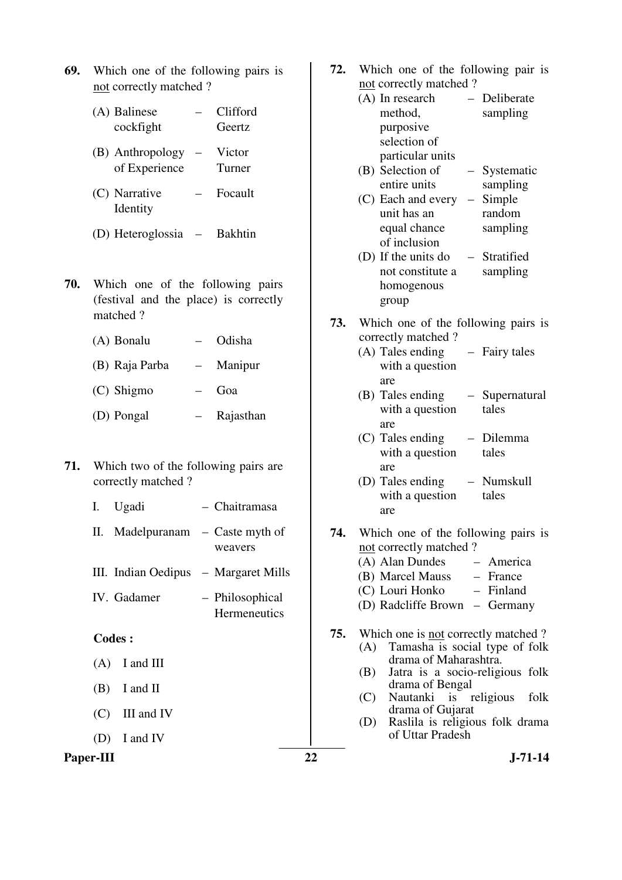69. Which one of the following pairs is not correctly matched ?

(A) Balinese cockfight – Clifford Geertz

(B) Anthropology of Experience – Victor Turner

(C) Narrative Identity – Focault

(D) Heteroglossia – Bakhtin

70. Which one of the following pairs (festival and the place) is correctly matched ?

(A) Bonalu – Odisha

(B) Raja Parba – Manipur

(C) Shigmo – Goa

(D) Pongal – Rajasthan

71. Which two of the following pairs are correctly matched ?

I. Ugadi – Chaitramasa

II. Madelpuranam – Caste myth of weavers

III. Indian Oedipus – Margaret Mills

IV. Gadamer – Philosophical Hermeneutics

**Codes :**

(A) I and III

(B) I and II

(C) III and IV

(D) I and IV

72. Which one of the following pair is not correctly matched ?

(A) In research method, purposive selection of particular units – Deliberate sampling

(B) Selection of entire units – Systematic sampling

(C) Each and every unit has an equal chance of inclusion – Simple random sampling

(D) If the units do not constitute a homogenous group – Stratified sampling

73. Which one of the following pairs is correctly matched ?

(A) Tales ending with a question are – Fairy tales

(B) Tales ending with a question are – Supernatural tales

(C) Tales ending with a question are – Dilemma tales

(D) Tales ending with a question are – Numskull tales

74. Which one of the following pairs is not correctly matched ?

(A) Alan Dundes – America

(B) Marcel Mauss – France

(C) Louri Honko – Finland

(D) Radcliffe Brown – Germany

75. Which one is not correctly matched ?

(A) Tamasha is social type of folk drama of Maharashtra.

(B) Jatra is a socio-religious folk drama of Bengal

(C) Nautanki is religious folk drama of Gujarat

(D) Raslila is religious folk drama of Uttar Pradesh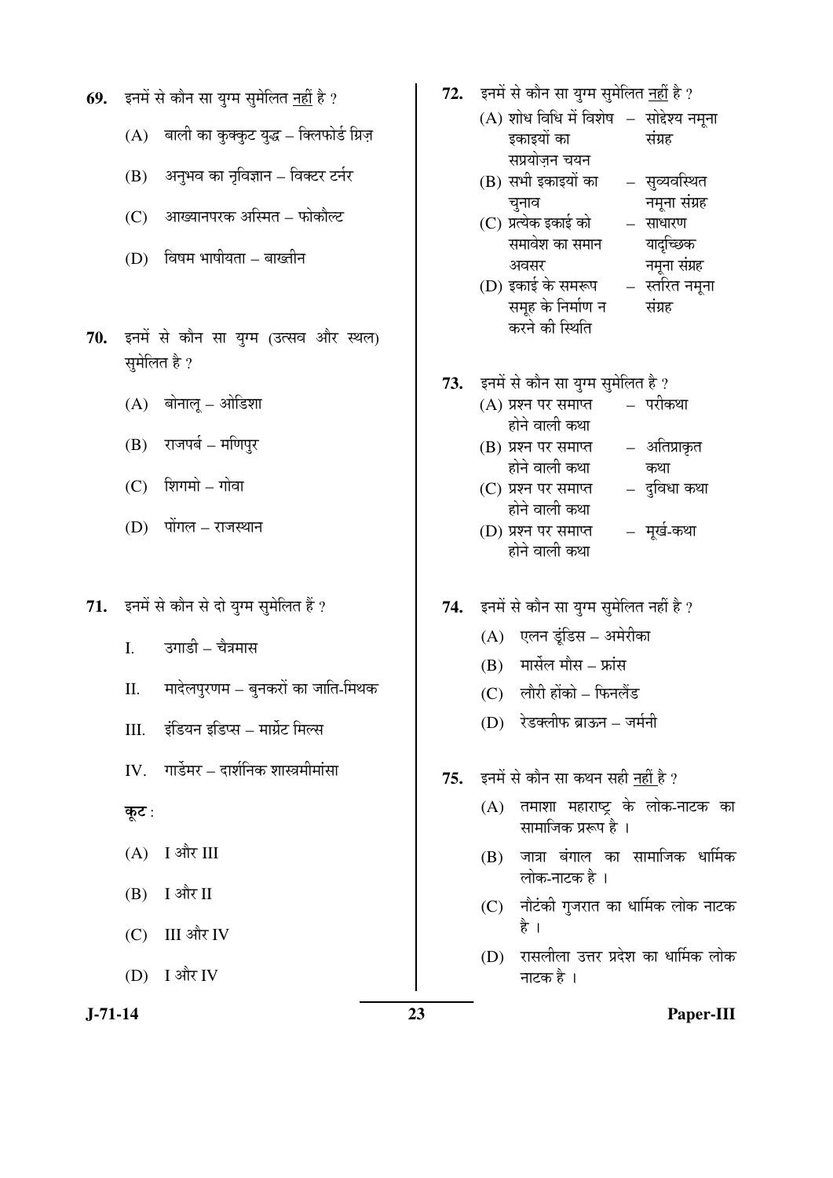69. इनमें से कौन सा युग्म सुमेलित नहीं है ?

(A) बाली का कुक्कुट युद्ध – क्लिफोर्ड ग्रिज़

(B) अनुभव का नृविज्ञान – विक्टर टर्नर

(C) आख्यानपरक अस्मित – फोकौल्ट

(D) विषम भाषीयता – बाख्तीन

70. इनमें से कौन सा युग्म (उत्सव और स्थल) सुमेलित है ?

(A) बोनालू – ओडिशा

(B) राजपर्ब – मणिपुर

(C) शिगमो – गोवा

(D) पोंगल – राजस्थान

71. इनमें से कौन से दो युग्म सुमेलित हैं ?

I. उगाडी – चैत्रमास

II. मादेलपुरणम – बुनकरों का जाति-मिथक

III. इंडियन इडिप्स – मार्ग्रेट मिल्स

IV. गार्डेमर – दार्शनिक शास्त्रमीमांसा

कूट :

(A) I और III

(B) I और II

(C) III और IV

(D) I और IV

72. इनमें से कौन सा युग्म सुमेलित नहीं है ?

(A) शोध विधि में विशेष इकाइयों का सप्रयोज़न चयन – सोद्देश्य नमूना संग्रह

(B) सभी इकाइयों का चुनाव – सुव्यवस्थित नमूना संग्रह

(C) प्रत्येक इकाई को समावेश का समान अवसर – साधारण यादृच्छिक नमूना संग्रह

(D) इकाई के समरूप समूह के निर्माण न करने की स्थिति – स्तरित नमूना संग्रह

73. इनमें से कौन सा युग्म सुमेलित है ?

(A) प्रश्न पर समाप्त होने वाली कथा – परीकथा

(B) प्रश्न पर समाप्त होने वाली कथा – अतिप्राकृत कथा

(C) प्रश्न पर समाप्त होने वाली कथा – दुविधा कथा

(D) प्रश्न पर समाप्त होने वाली कथा – मूर्ख-कथा

74. इनमें से कौन सा युग्म सुमेलित नहीं है ?

(A) एलन डूंडिस – अमेरीका

(B) मार्सेल मौस – फ्रांस

(C) लौरी होंको – फिनलैंड

(D) रेडक्लीफ ब्राऊन – जर्मनी

75. इनमें से कौन सा कथन सही नहीं है ?

(A) तमाशा महाराष्ट्र के लोक-नाटक का सामाजिक प्ररूप है ।

(B) जात्रा बंगाल का सामाजिक धार्मिक लोक-नाटक है ।

(C) नौटंकी गुजरात का धार्मिक लोक नाटक है ।

(D) रासलीला उत्तर प्रदेश का धार्मिक लोक नाटक है ।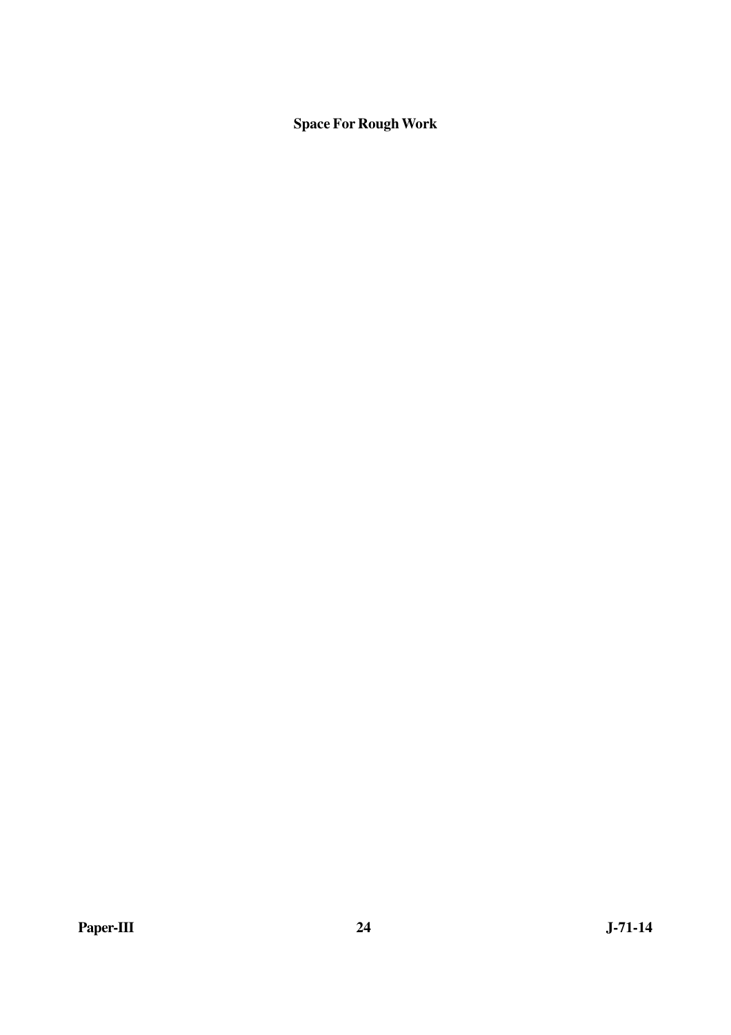**Space For Rough Work**